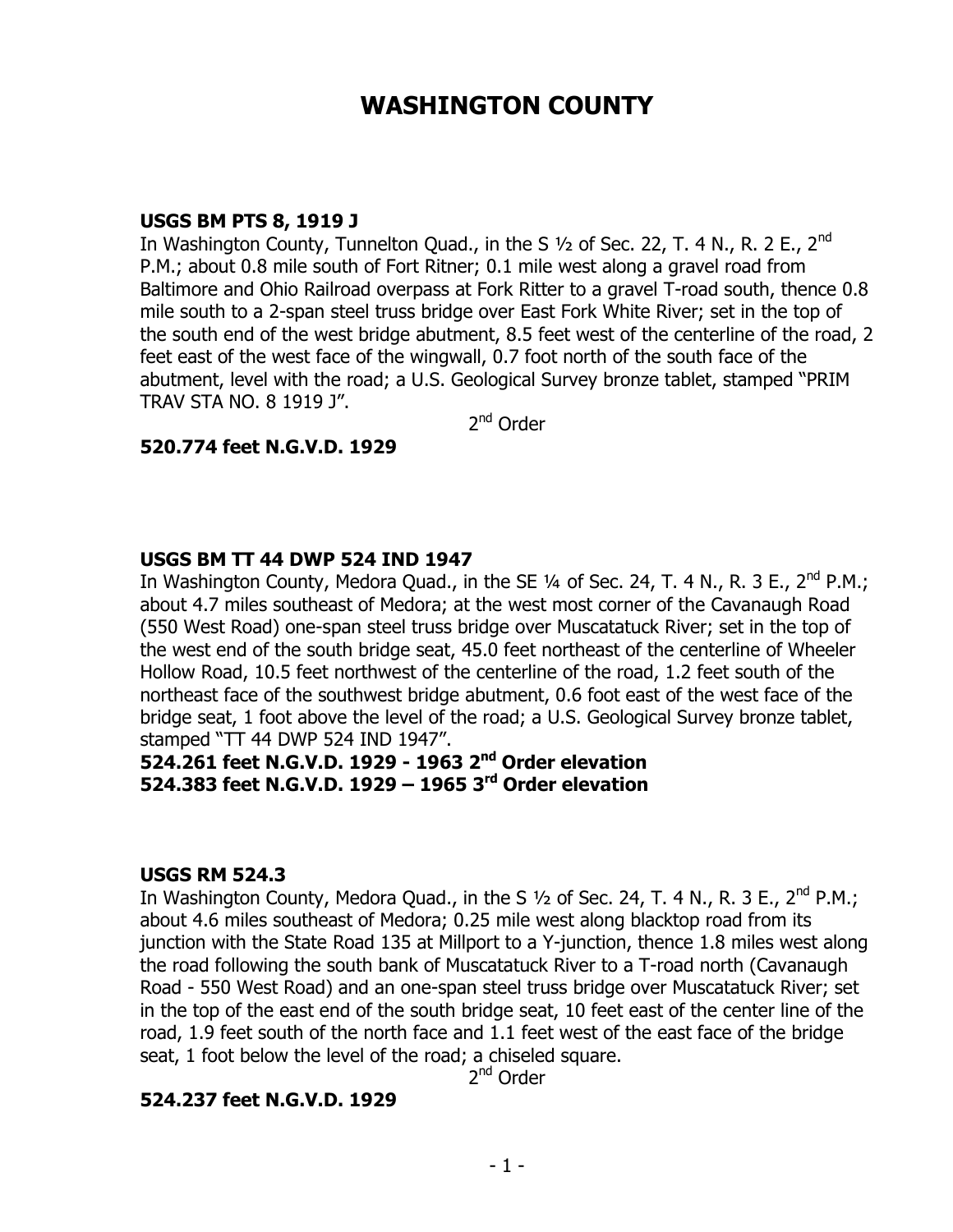# WASHINGTON COUNTY

**USGS BM PTS 8, 1919 J**
In Washington County, Tunnelton Quad., in the S ½ of Sec. 22, T. 4 N., R. 2 E., 2nd P.M.; about 0.8 mile south of Fort Ritner; 0.1 mile west along a gravel road from Baltimore and Ohio Railroad overpass at Fork Ritter to a gravel T-road south, thence 0.8 mile south to a 2-span steel truss bridge over East Fork White River; set in the top of the south end of the west bridge abutment, 8.5 feet west of the centerline of the road, 2 feet east of the west face of the wingwall, 0.7 foot north of the south face of the abutment, level with the road; a U.S. Geological Survey bronze tablet, stamped "PRIM TRAV STA NO. 8 1919 J".

2nd Order

**520.774 feet N.G.V.D. 1929**

**USGS BM TT 44 DWP 524 IND 1947**
In Washington County, Medora Quad., in the SE ¼ of Sec. 24, T. 4 N., R. 3 E., 2nd P.M.; about 4.7 miles southeast of Medora; at the west most corner of the Cavanaugh Road (550 West Road) one-span steel truss bridge over Muscatatuck River; set in the top of the west end of the south bridge seat, 45.0 feet northeast of the centerline of Wheeler Hollow Road, 10.5 feet northwest of the centerline of the road, 1.2 feet south of the northeast face of the southwest bridge abutment, 0.6 foot east of the west face of the bridge seat, 1 foot above the level of the road; a U.S. Geological Survey bronze tablet, stamped "TT 44 DWP 524 IND 1947".

**524.261 feet N.G.V.D. 1929 - 1963 2nd Order elevation**
**524.383 feet N.G.V.D. 1929 – 1965 3rd Order elevation**

**USGS RM 524.3**
In Washington County, Medora Quad., in the S ½ of Sec. 24, T. 4 N., R. 3 E., 2nd P.M.; about 4.6 miles southeast of Medora; 0.25 mile west along blacktop road from its junction with the State Road 135 at Millport to a Y-junction, thence 1.8 miles west along the road following the south bank of Muscatatuck River to a T-road north (Cavanaugh Road - 550 West Road) and an one-span steel truss bridge over Muscatatuck River; set in the top of the east end of the south bridge seat, 10 feet east of the center line of the road, 1.9 feet south of the north face and 1.1 feet west of the east face of the bridge seat, 1 foot below the level of the road; a chiseled square.

2nd Order

**524.237 feet N.G.V.D. 1929**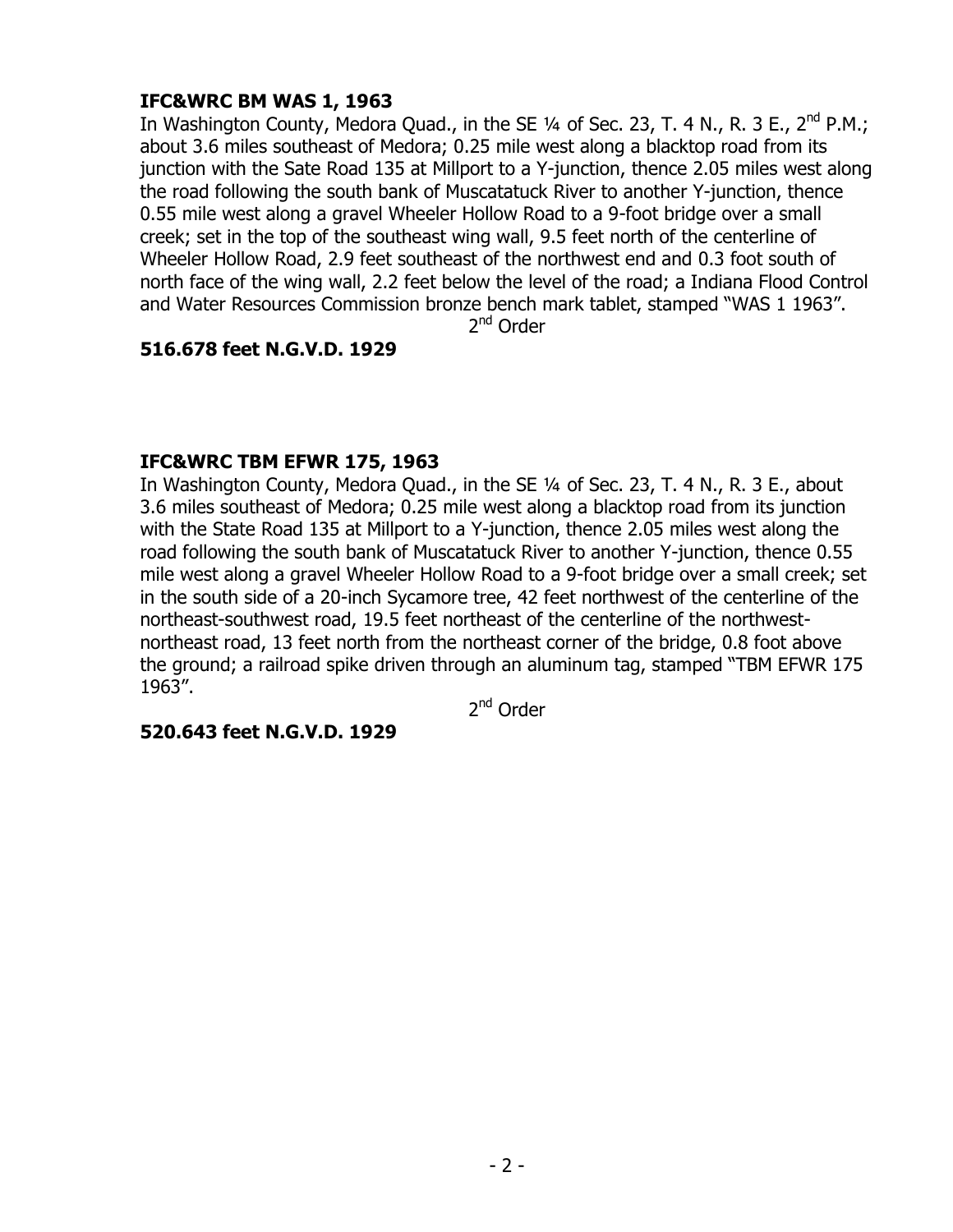**IFC&WRC BM WAS 1, 1963**

In Washington County, Medora Quad., in the SE ¼ of Sec. 23, T. 4 N., R. 3 E., 2nd P.M.; about 3.6 miles southeast of Medora; 0.25 mile west along a blacktop road from its junction with the Sate Road 135 at Millport to a Y-junction, thence 2.05 miles west along the road following the south bank of Muscatatuck River to another Y-junction, thence 0.55 mile west along a gravel Wheeler Hollow Road to a 9-foot bridge over a small creek; set in the top of the southeast wing wall, 9.5 feet north of the centerline of Wheeler Hollow Road, 2.9 feet southeast of the northwest end and 0.3 foot south of north face of the wing wall, 2.2 feet below the level of the road; a Indiana Flood Control and Water Resources Commission bronze bench mark tablet, stamped "WAS 1 1963".

2nd Order

**516.678 feet N.G.V.D. 1929**

**IFC&WRC TBM EFWR 175, 1963**

In Washington County, Medora Quad., in the SE ¼ of Sec. 23, T. 4 N., R. 3 E., about 3.6 miles southeast of Medora; 0.25 mile west along a blacktop road from its junction with the State Road 135 at Millport to a Y-junction, thence 2.05 miles west along the road following the south bank of Muscatatuck River to another Y-junction, thence 0.55 mile west along a gravel Wheeler Hollow Road to a 9-foot bridge over a small creek; set in the south side of a 20-inch Sycamore tree, 42 feet northwest of the centerline of the northeast-southwest road, 19.5 feet northeast of the centerline of the northwest-northeast road, 13 feet north from the northeast corner of the bridge, 0.8 foot above the ground; a railroad spike driven through an aluminum tag, stamped "TBM EFWR 175 1963".

2nd Order

**520.643 feet N.G.V.D. 1929**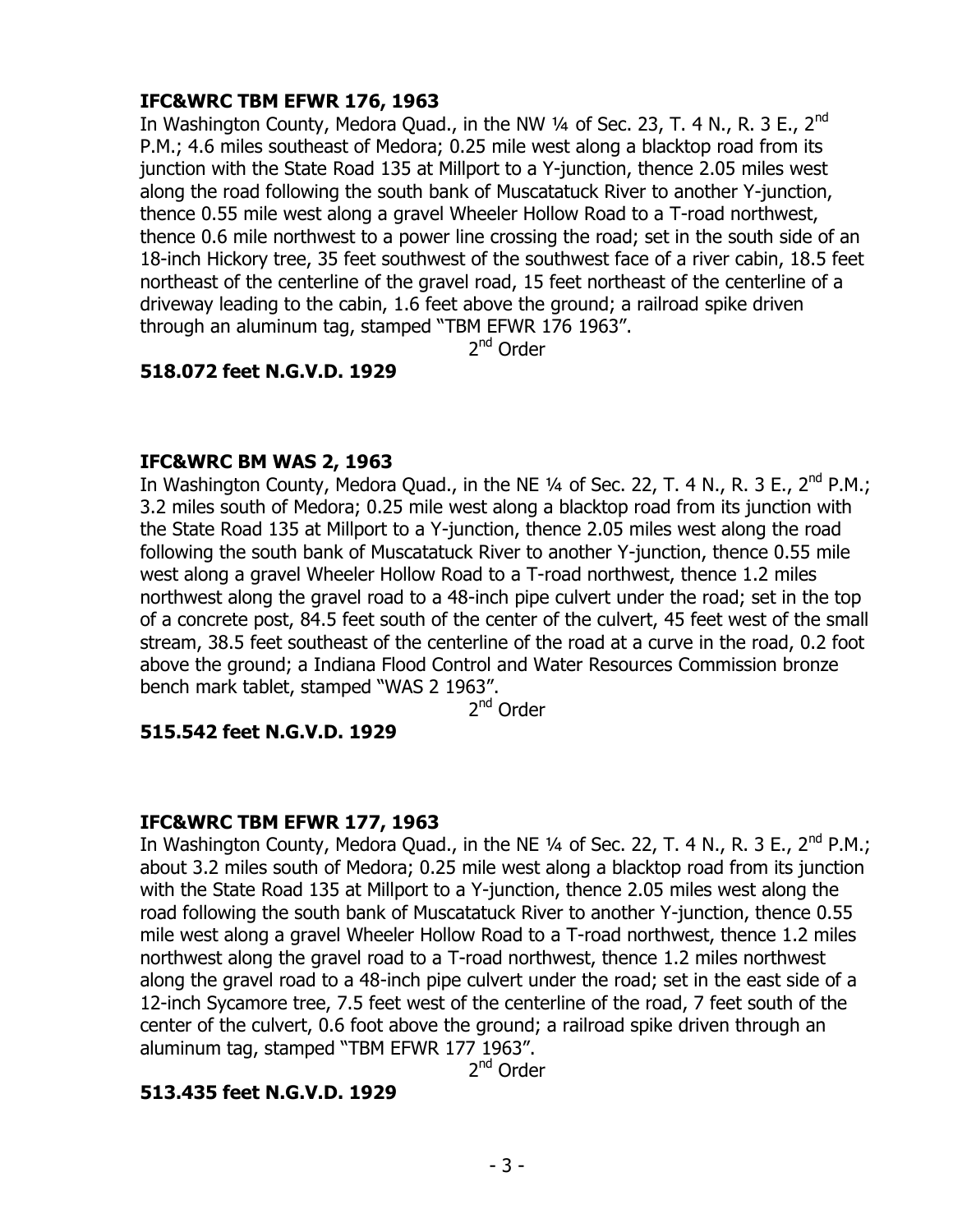**IFC&WRC TBM EFWR 176, 1963**

In Washington County, Medora Quad., in the NW ¼ of Sec. 23, T. 4 N., R. 3 E., 2nd P.M.; 4.6 miles southeast of Medora; 0.25 mile west along a blacktop road from its junction with the State Road 135 at Millport to a Y-junction, thence 2.05 miles west along the road following the south bank of Muscatatuck River to another Y-junction, thence 0.55 mile west along a gravel Wheeler Hollow Road to a T-road northwest, thence 0.6 mile northwest to a power line crossing the road; set in the south side of an 18-inch Hickory tree, 35 feet southwest of the southwest face of a river cabin, 18.5 feet northeast of the centerline of the gravel road, 15 feet northeast of the centerline of a driveway leading to the cabin, 1.6 feet above the ground; a railroad spike driven through an aluminum tag, stamped "TBM EFWR 176 1963".

2nd Order

**518.072 feet N.G.V.D. 1929**

**IFC&WRC BM WAS 2, 1963**

In Washington County, Medora Quad., in the NE ¼ of Sec. 22, T. 4 N., R. 3 E., 2nd P.M.; 3.2 miles south of Medora; 0.25 mile west along a blacktop road from its junction with the State Road 135 at Millport to a Y-junction, thence 2.05 miles west along the road following the south bank of Muscatatuck River to another Y-junction, thence 0.55 mile west along a gravel Wheeler Hollow Road to a T-road northwest, thence 1.2 miles northwest along the gravel road to a 48-inch pipe culvert under the road; set in the top of a concrete post, 84.5 feet south of the center of the culvert, 45 feet west of the small stream, 38.5 feet southeast of the centerline of the road at a curve in the road, 0.2 foot above the ground; a Indiana Flood Control and Water Resources Commission bronze bench mark tablet, stamped "WAS 2 1963".

2nd Order

**515.542 feet N.G.V.D. 1929**

**IFC&WRC TBM EFWR 177, 1963**

In Washington County, Medora Quad., in the NE ¼ of Sec. 22, T. 4 N., R. 3 E., 2nd P.M.; about 3.2 miles south of Medora; 0.25 mile west along a blacktop road from its junction with the State Road 135 at Millport to a Y-junction, thence 2.05 miles west along the road following the south bank of Muscatatuck River to another Y-junction, thence 0.55 mile west along a gravel Wheeler Hollow Road to a T-road northwest, thence 1.2 miles northwest along the gravel road to a T-road northwest, thence 1.2 miles northwest along the gravel road to a 48-inch pipe culvert under the road; set in the east side of a 12-inch Sycamore tree, 7.5 feet west of the centerline of the road, 7 feet south of the center of the culvert, 0.6 foot above the ground; a railroad spike driven through an aluminum tag, stamped "TBM EFWR 177 1963".

2nd Order

**513.435 feet N.G.V.D. 1929**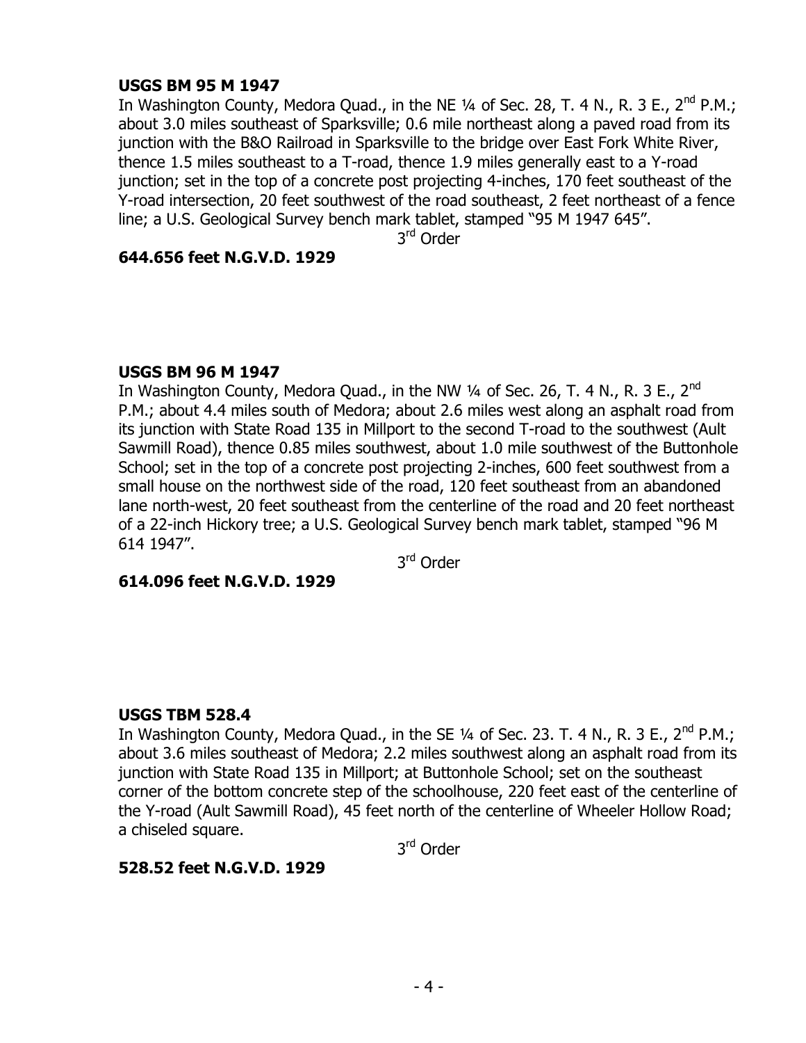**USGS BM 95 M 1947**

In Washington County, Medora Quad., in the NE ¼ of Sec. 28, T. 4 N., R. 3 E., 2nd P.M.; about 3.0 miles southeast of Sparksville; 0.6 mile northeast along a paved road from its junction with the B&O Railroad in Sparksville to the bridge over East Fork White River, thence 1.5 miles southeast to a T-road, thence 1.9 miles generally east to a Y-road junction; set in the top of a concrete post projecting 4-inches, 170 feet southeast of the Y-road intersection, 20 feet southwest of the road southeast, 2 feet northeast of a fence line; a U.S. Geological Survey bench mark tablet, stamped "95 M 1947 645".

3rd Order

**644.656 feet N.G.V.D. 1929**

**USGS BM 96 M 1947**

In Washington County, Medora Quad., in the NW ¼ of Sec. 26, T. 4 N., R. 3 E., 2nd P.M.; about 4.4 miles south of Medora; about 2.6 miles west along an asphalt road from its junction with State Road 135 in Millport to the second T-road to the southwest (Ault Sawmill Road), thence 0.85 miles southwest, about 1.0 mile southwest of the Buttonhole School; set in the top of a concrete post projecting 2-inches, 600 feet southwest from a small house on the northwest side of the road, 120 feet southeast from an abandoned lane north-west, 20 feet southeast from the centerline of the road and 20 feet northeast of a 22-inch Hickory tree; a U.S. Geological Survey bench mark tablet, stamped "96 M 614 1947".

3rd Order

**614.096 feet N.G.V.D. 1929**

**USGS TBM 528.4**

In Washington County, Medora Quad., in the SE ¼ of Sec. 23. T. 4 N., R. 3 E., 2nd P.M.; about 3.6 miles southeast of Medora; 2.2 miles southwest along an asphalt road from its junction with State Road 135 in Millport; at Buttonhole School; set on the southeast corner of the bottom concrete step of the schoolhouse, 220 feet east of the centerline of the Y-road (Ault Sawmill Road), 45 feet north of the centerline of Wheeler Hollow Road; a chiseled square.

3rd Order

**528.52 feet N.G.V.D. 1929**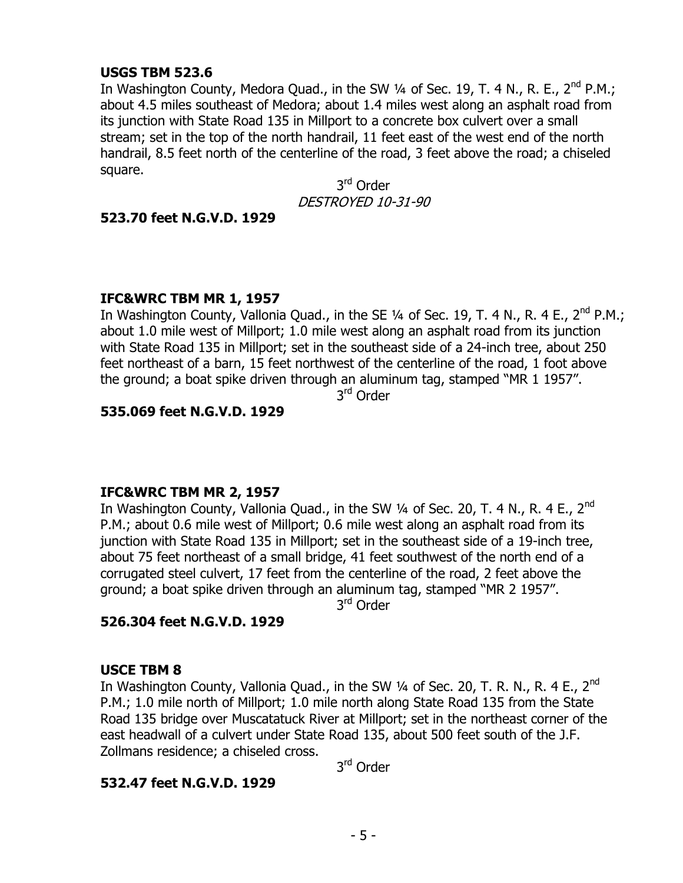**USGS TBM 523.6**

In Washington County, Medora Quad., in the SW ¼ of Sec. 19, T. 4 N., R. E., 2nd P.M.; about 4.5 miles southeast of Medora; about 1.4 miles west along an asphalt road from its junction with State Road 135 in Millport to a concrete box culvert over a small stream; set in the top of the north handrail, 11 feet east of the west end of the north handrail, 8.5 feet north of the centerline of the road, 3 feet above the road; a chiseled square.

3rd Order

*DESTROYED 10-31-90*

**523.70 feet N.G.V.D. 1929**

**IFC&WRC TBM MR 1, 1957**

In Washington County, Vallonia Quad., in the SE ¼ of Sec. 19, T. 4 N., R. 4 E., 2nd P.M.; about 1.0 mile west of Millport; 1.0 mile west along an asphalt road from its junction with State Road 135 in Millport; set in the southeast side of a 24-inch tree, about 250 feet northeast of a barn, 15 feet northwest of the centerline of the road, 1 foot above the ground; a boat spike driven through an aluminum tag, stamped "MR 1 1957".

3rd Order

**535.069 feet N.G.V.D. 1929**

**IFC&WRC TBM MR 2, 1957**

In Washington County, Vallonia Quad., in the SW ¼ of Sec. 20, T. 4 N., R. 4 E., 2nd P.M.; about 0.6 mile west of Millport; 0.6 mile west along an asphalt road from its junction with State Road 135 in Millport; set in the southeast side of a 19-inch tree, about 75 feet northeast of a small bridge, 41 feet southwest of the north end of a corrugated steel culvert, 17 feet from the centerline of the road, 2 feet above the ground; a boat spike driven through an aluminum tag, stamped "MR 2 1957".

3rd Order

**526.304 feet N.G.V.D. 1929**

**USCE TBM 8**

In Washington County, Vallonia Quad., in the SW ¼ of Sec. 20, T. R. N., R. 4 E., 2nd P.M.; 1.0 mile north of Millport; 1.0 mile north along State Road 135 from the State Road 135 bridge over Muscatatuck River at Millport; set in the northeast corner of the east headwall of a culvert under State Road 135, about 500 feet south of the J.F. Zollmans residence; a chiseled cross.

3rd Order

**532.47 feet N.G.V.D. 1929**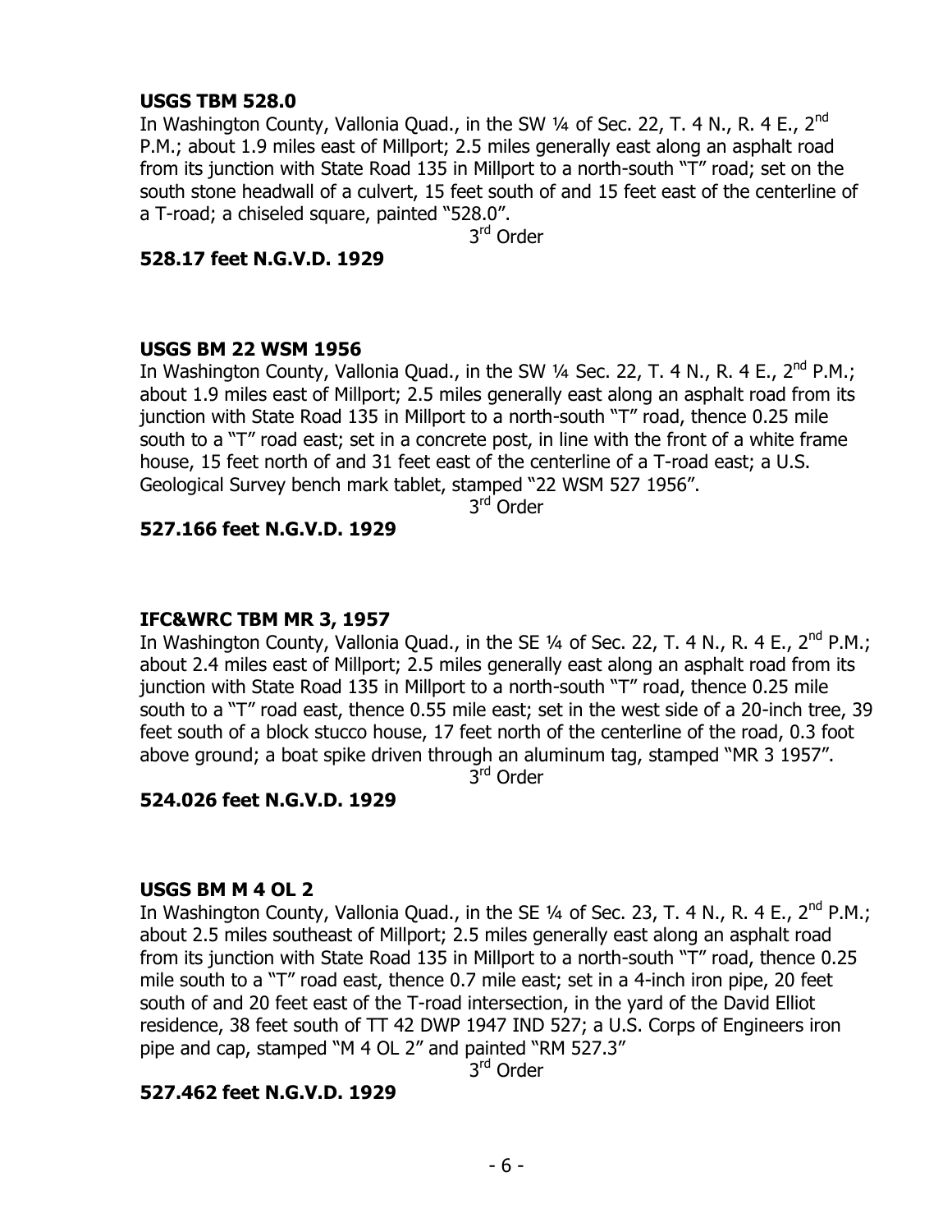**USGS TBM 528.0**

In Washington County, Vallonia Quad., in the SW ¼ of Sec. 22, T. 4 N., R. 4 E., 2nd P.M.; about 1.9 miles east of Millport; 2.5 miles generally east along an asphalt road from its junction with State Road 135 in Millport to a north-south "T" road; set on the south stone headwall of a culvert, 15 feet south of and 15 feet east of the centerline of a T-road; a chiseled square, painted "528.0".

3rd Order

**528.17 feet N.G.V.D. 1929**

**USGS BM 22 WSM 1956**

In Washington County, Vallonia Quad., in the SW ¼ Sec. 22, T. 4 N., R. 4 E., 2nd P.M.; about 1.9 miles east of Millport; 2.5 miles generally east along an asphalt road from its junction with State Road 135 in Millport to a north-south "T" road, thence 0.25 mile south to a "T" road east; set in a concrete post, in line with the front of a white frame house, 15 feet north of and 31 feet east of the centerline of a T-road east; a U.S. Geological Survey bench mark tablet, stamped "22 WSM 527 1956".

3rd Order

**527.166 feet N.G.V.D. 1929**

**IFC&WRC TBM MR 3, 1957**

In Washington County, Vallonia Quad., in the SE ¼ of Sec. 22, T. 4 N., R. 4 E., 2nd P.M.; about 2.4 miles east of Millport; 2.5 miles generally east along an asphalt road from its junction with State Road 135 in Millport to a north-south "T" road, thence 0.25 mile south to a "T" road east, thence 0.55 mile east; set in the west side of a 20-inch tree, 39 feet south of a block stucco house, 17 feet north of the centerline of the road, 0.3 foot above ground; a boat spike driven through an aluminum tag, stamped "MR 3 1957".

3rd Order

**524.026 feet N.G.V.D. 1929**

**USGS BM M 4 OL 2**

In Washington County, Vallonia Quad., in the SE ¼ of Sec. 23, T. 4 N., R. 4 E., 2nd P.M.; about 2.5 miles southeast of Millport; 2.5 miles generally east along an asphalt road from its junction with State Road 135 in Millport to a north-south "T" road, thence 0.25 mile south to a "T" road east, thence 0.7 mile east; set in a 4-inch iron pipe, 20 feet south of and 20 feet east of the T-road intersection, in the yard of the David Elliot residence, 38 feet south of TT 42 DWP 1947 IND 527; a U.S. Corps of Engineers iron pipe and cap, stamped "M 4 OL 2" and painted "RM 527.3"

3rd Order

**527.462 feet N.G.V.D. 1929**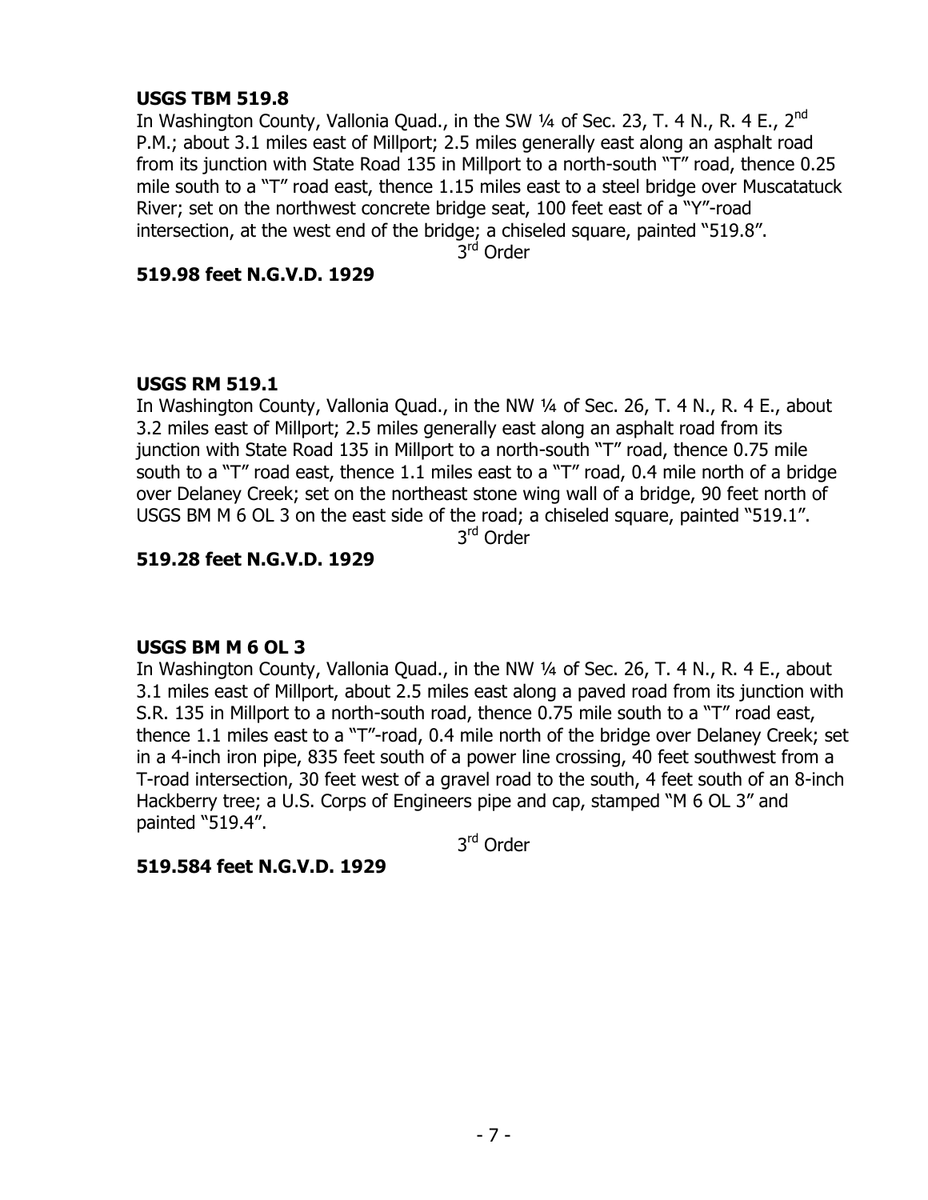**USGS TBM 519.8**

In Washington County, Vallonia Quad., in the SW ¼ of Sec. 23, T. 4 N., R. 4 E., 2nd P.M.; about 3.1 miles east of Millport; 2.5 miles generally east along an asphalt road from its junction with State Road 135 in Millport to a north-south "T" road, thence 0.25 mile south to a "T" road east, thence 1.15 miles east to a steel bridge over Muscatatuck River; set on the northwest concrete bridge seat, 100 feet east of a "Y"-road intersection, at the west end of the bridge; a chiseled square, painted "519.8".

3rd Order

**519.98 feet N.G.V.D. 1929**

**USGS RM 519.1**

In Washington County, Vallonia Quad., in the NW ¼ of Sec. 26, T. 4 N., R. 4 E., about 3.2 miles east of Millport; 2.5 miles generally east along an asphalt road from its junction with State Road 135 in Millport to a north-south "T" road, thence 0.75 mile south to a "T" road east, thence 1.1 miles east to a "T" road, 0.4 mile north of a bridge over Delaney Creek; set on the northeast stone wing wall of a bridge, 90 feet north of USGS BM M 6 OL 3 on the east side of the road; a chiseled square, painted "519.1".

3rd Order

**519.28 feet N.G.V.D. 1929**

**USGS BM M 6 OL 3**

In Washington County, Vallonia Quad., in the NW ¼ of Sec. 26, T. 4 N., R. 4 E., about 3.1 miles east of Millport, about 2.5 miles east along a paved road from its junction with S.R. 135 in Millport to a north-south road, thence 0.75 mile south to a "T" road east, thence 1.1 miles east to a "T"-road, 0.4 mile north of the bridge over Delaney Creek; set in a 4-inch iron pipe, 835 feet south of a power line crossing, 40 feet southwest from a T-road intersection, 30 feet west of a gravel road to the south, 4 feet south of an 8-inch Hackberry tree; a U.S. Corps of Engineers pipe and cap, stamped "M 6 OL 3" and painted "519.4".

3rd Order

**519.584 feet N.G.V.D. 1929**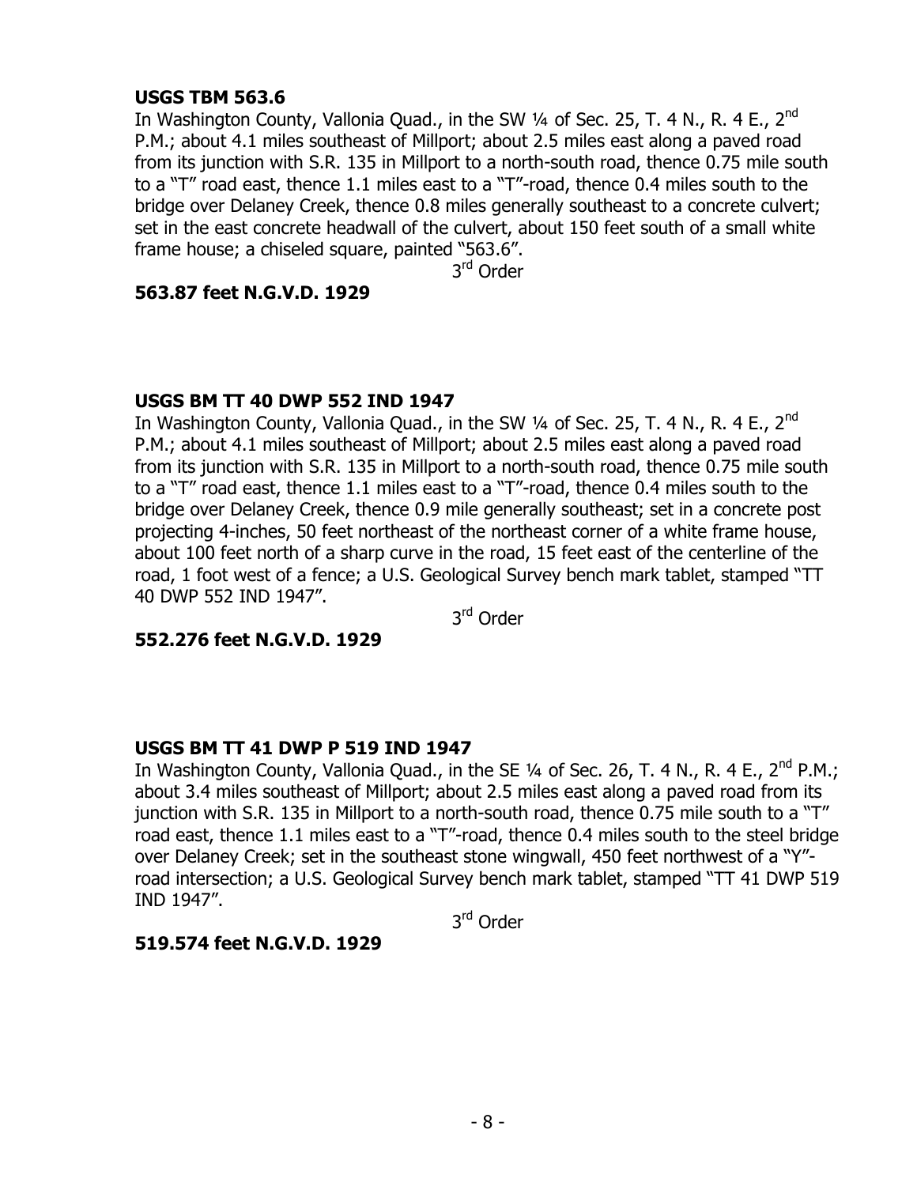**USGS TBM 563.6**

In Washington County, Vallonia Quad., in the SW ¼ of Sec. 25, T. 4 N., R. 4 E., 2nd P.M.; about 4.1 miles southeast of Millport; about 2.5 miles east along a paved road from its junction with S.R. 135 in Millport to a north-south road, thence 0.75 mile south to a "T" road east, thence 1.1 miles east to a "T"-road, thence 0.4 miles south to the bridge over Delaney Creek, thence 0.8 miles generally southeast to a concrete culvert; set in the east concrete headwall of the culvert, about 150 feet south of a small white frame house; a chiseled square, painted "563.6".

3rd Order

**563.87 feet N.G.V.D. 1929**

**USGS BM TT 40 DWP 552 IND 1947**

In Washington County, Vallonia Quad., in the SW ¼ of Sec. 25, T. 4 N., R. 4 E., 2nd P.M.; about 4.1 miles southeast of Millport; about 2.5 miles east along a paved road from its junction with S.R. 135 in Millport to a north-south road, thence 0.75 mile south to a "T" road east, thence 1.1 miles east to a "T"-road, thence 0.4 miles south to the bridge over Delaney Creek, thence 0.9 mile generally southeast; set in a concrete post projecting 4-inches, 50 feet northeast of the northeast corner of a white frame house, about 100 feet north of a sharp curve in the road, 15 feet east of the centerline of the road, 1 foot west of a fence; a U.S. Geological Survey bench mark tablet, stamped "TT 40 DWP 552 IND 1947".

3rd Order

**552.276 feet N.G.V.D. 1929**

**USGS BM TT 41 DWP P 519 IND 1947**

In Washington County, Vallonia Quad., in the SE ¼ of Sec. 26, T. 4 N., R. 4 E., 2nd P.M.; about 3.4 miles southeast of Millport; about 2.5 miles east along a paved road from its junction with S.R. 135 in Millport to a north-south road, thence 0.75 mile south to a "T" road east, thence 1.1 miles east to a "T"-road, thence 0.4 miles south to the steel bridge over Delaney Creek; set in the southeast stone wingwall, 450 feet northwest of a "Y"-road intersection; a U.S. Geological Survey bench mark tablet, stamped "TT 41 DWP 519 IND 1947".

3rd Order

**519.574 feet N.G.V.D. 1929**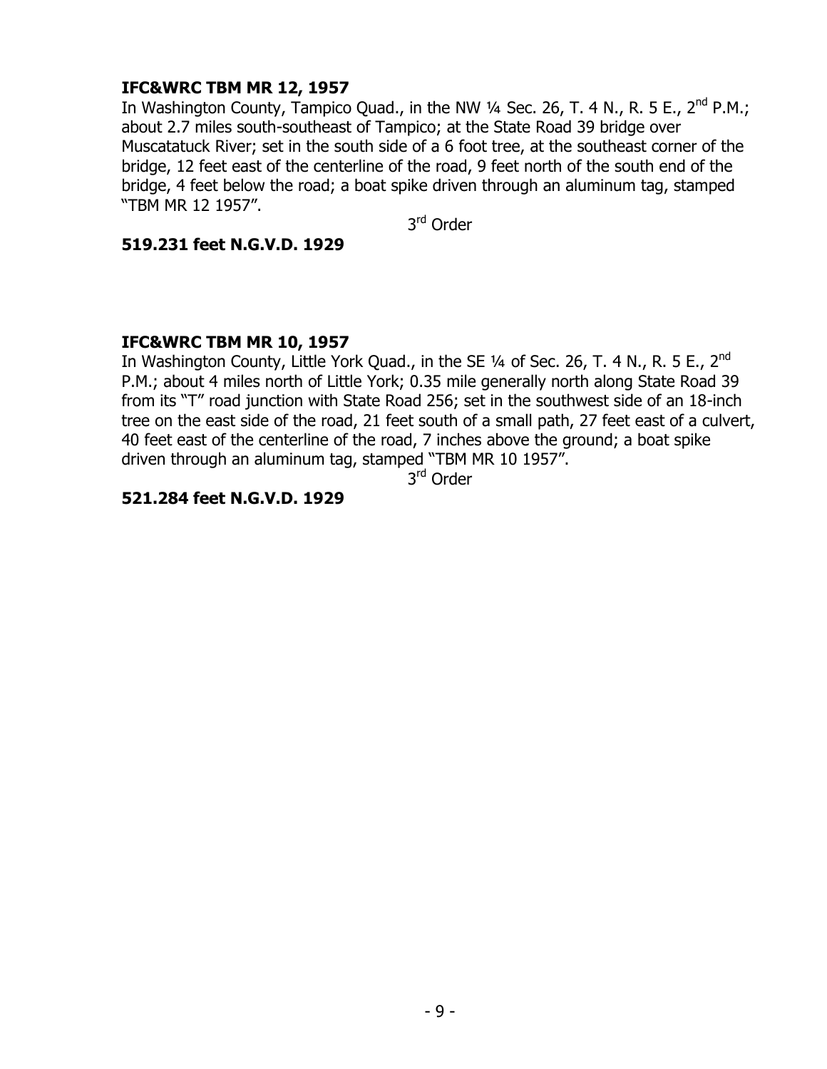**IFC&WRC TBM MR 12, 1957**

In Washington County, Tampico Quad., in the NW ¼ Sec. 26, T. 4 N., R. 5 E., 2nd P.M.; about 2.7 miles south-southeast of Tampico; at the State Road 39 bridge over Muscatatuck River; set in the south side of a 6 foot tree, at the southeast corner of the bridge, 12 feet east of the centerline of the road, 9 feet north of the south end of the bridge, 4 feet below the road; a boat spike driven through an aluminum tag, stamped "TBM MR 12 1957".

3rd Order

**519.231 feet N.G.V.D. 1929**

**IFC&WRC TBM MR 10, 1957**

In Washington County, Little York Quad., in the SE ¼ of Sec. 26, T. 4 N., R. 5 E., 2nd P.M.; about 4 miles north of Little York; 0.35 mile generally north along State Road 39 from its "T" road junction with State Road 256; set in the southwest side of an 18-inch tree on the east side of the road, 21 feet south of a small path, 27 feet east of a culvert, 40 feet east of the centerline of the road, 7 inches above the ground; a boat spike driven through an aluminum tag, stamped "TBM MR 10 1957".

3rd Order

**521.284 feet N.G.V.D. 1929**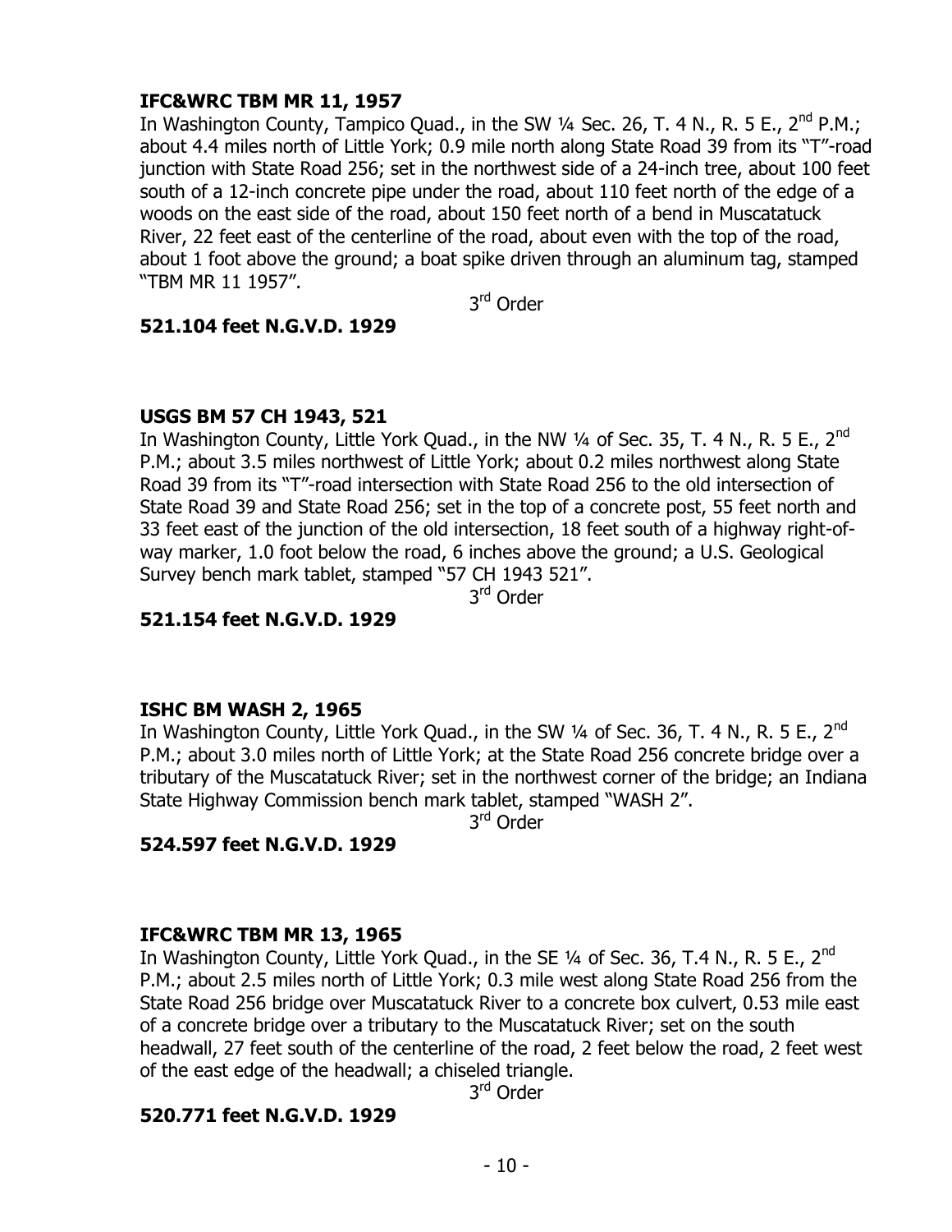**IFC&WRC TBM MR 11, 1957**

In Washington County, Tampico Quad., in the SW ¼ Sec. 26, T. 4 N., R. 5 E., 2nd P.M.; about 4.4 miles north of Little York; 0.9 mile north along State Road 39 from its "T"-road junction with State Road 256; set in the northwest side of a 24-inch tree, about 100 feet south of a 12-inch concrete pipe under the road, about 110 feet north of the edge of a woods on the east side of the road, about 150 feet north of a bend in Muscatatuck River, 22 feet east of the centerline of the road, about even with the top of the road, about 1 foot above the ground; a boat spike driven through an aluminum tag, stamped "TBM MR 11 1957".

3rd Order

**521.104 feet N.G.V.D. 1929**

**USGS BM 57 CH 1943, 521**

In Washington County, Little York Quad., in the NW ¼ of Sec. 35, T. 4 N., R. 5 E., 2nd P.M.; about 3.5 miles northwest of Little York; about 0.2 miles northwest along State Road 39 from its "T"-road intersection with State Road 256 to the old intersection of State Road 39 and State Road 256; set in the top of a concrete post, 55 feet north and 33 feet east of the junction of the old intersection, 18 feet south of a highway right-of-way marker, 1.0 foot below the road, 6 inches above the ground; a U.S. Geological Survey bench mark tablet, stamped "57 CH 1943 521".

3rd Order

**521.154 feet N.G.V.D. 1929**

**ISHC BM WASH 2, 1965**

In Washington County, Little York Quad., in the SW ¼ of Sec. 36, T. 4 N., R. 5 E., 2nd P.M.; about 3.0 miles north of Little York; at the State Road 256 concrete bridge over a tributary of the Muscatatuck River; set in the northwest corner of the bridge; an Indiana State Highway Commission bench mark tablet, stamped "WASH 2".

3rd Order

**524.597 feet N.G.V.D. 1929**

**IFC&WRC TBM MR 13, 1965**

In Washington County, Little York Quad., in the SE ¼ of Sec. 36, T.4 N., R. 5 E., 2nd P.M.; about 2.5 miles north of Little York; 0.3 mile west along State Road 256 from the State Road 256 bridge over Muscatatuck River to a concrete box culvert, 0.53 mile east of a concrete bridge over a tributary to the Muscatatuck River; set on the south headwall, 27 feet south of the centerline of the road, 2 feet below the road, 2 feet west of the east edge of the headwall; a chiseled triangle.

3rd Order

**520.771 feet N.G.V.D. 1929**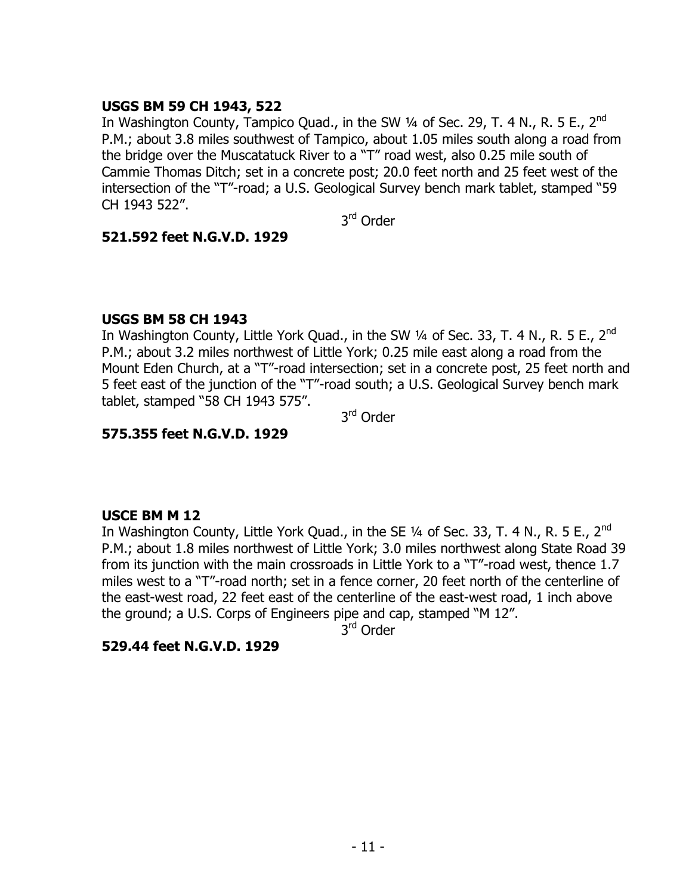**USGS BM 59 CH 1943, 522**

In Washington County, Tampico Quad., in the SW ¼ of Sec. 29, T. 4 N., R. 5 E., 2nd P.M.; about 3.8 miles southwest of Tampico, about 1.05 miles south along a road from the bridge over the Muscatatuck River to a "T" road west, also 0.25 mile south of Cammie Thomas Ditch; set in a concrete post; 20.0 feet north and 25 feet west of the intersection of the "T"-road; a U.S. Geological Survey bench mark tablet, stamped "59 CH 1943 522".

3rd Order

**521.592 feet N.G.V.D. 1929**

**USGS BM 58 CH 1943**

In Washington County, Little York Quad., in the SW ¼ of Sec. 33, T. 4 N., R. 5 E., 2nd P.M.; about 3.2 miles northwest of Little York; 0.25 mile east along a road from the Mount Eden Church, at a "T"-road intersection; set in a concrete post, 25 feet north and 5 feet east of the junction of the "T"-road south; a U.S. Geological Survey bench mark tablet, stamped "58 CH 1943 575".

3rd Order

**575.355 feet N.G.V.D. 1929**

**USCE BM M 12**

In Washington County, Little York Quad., in the SE ¼ of Sec. 33, T. 4 N., R. 5 E., 2nd P.M.; about 1.8 miles northwest of Little York; 3.0 miles northwest along State Road 39 from its junction with the main crossroads in Little York to a "T"-road west, thence 1.7 miles west to a "T"-road north; set in a fence corner, 20 feet north of the centerline of the east-west road, 22 feet east of the centerline of the east-west road, 1 inch above the ground; a U.S. Corps of Engineers pipe and cap, stamped "M 12".

3rd Order

**529.44 feet N.G.V.D. 1929**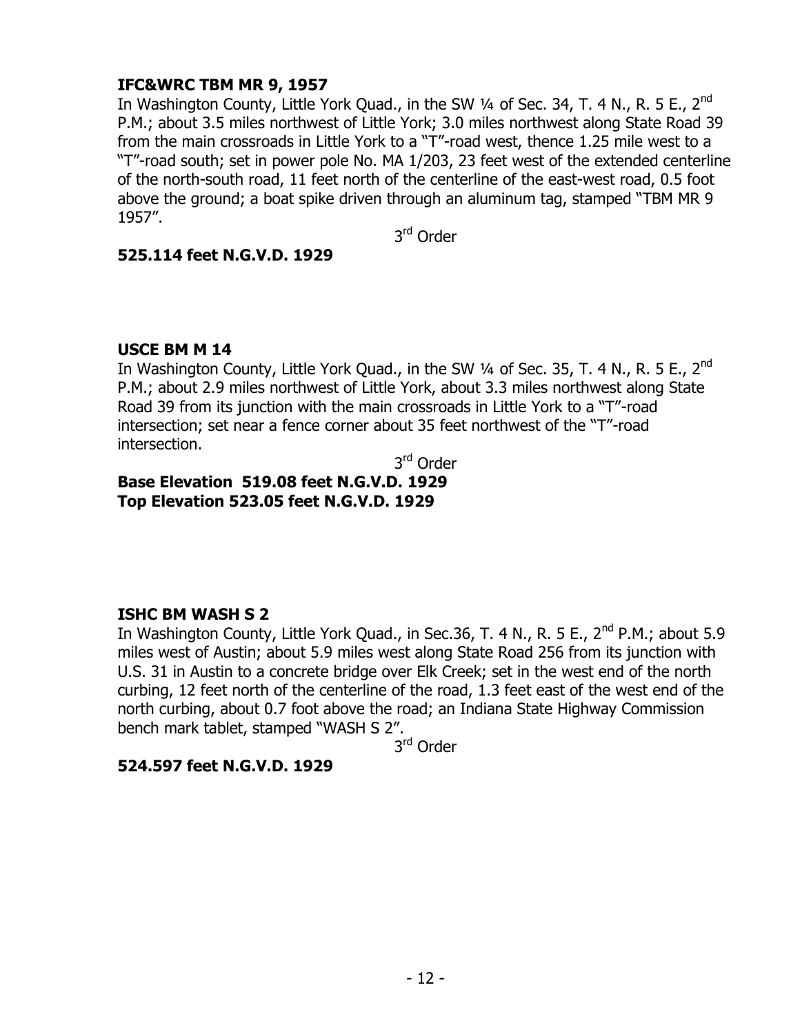**IFC&WRC TBM MR 9, 1957**

In Washington County, Little York Quad., in the SW ¼ of Sec. 34, T. 4 N., R. 5 E., 2nd P.M.; about 3.5 miles northwest of Little York; 3.0 miles northwest along State Road 39 from the main crossroads in Little York to a "T"-road west, thence 1.25 mile west to a "T"-road south; set in power pole No. MA 1/203, 23 feet west of the extended centerline of the north-south road, 11 feet north of the centerline of the east-west road, 0.5 foot above the ground; a boat spike driven through an aluminum tag, stamped "TBM MR 9 1957".

3rd Order

**525.114 feet N.G.V.D. 1929**

**USCE BM M 14**

In Washington County, Little York Quad., in the SW ¼ of Sec. 35, T. 4 N., R. 5 E., 2nd P.M.; about 2.9 miles northwest of Little York, about 3.3 miles northwest along State Road 39 from its junction with the main crossroads in Little York to a "T"-road intersection; set near a fence corner about 35 feet northwest of the "T"-road intersection.

3rd Order

**Base Elevation 519.08 feet N.G.V.D. 1929**
**Top Elevation 523.05 feet N.G.V.D. 1929**

**ISHC BM WASH S 2**

In Washington County, Little York Quad., in Sec.36, T. 4 N., R. 5 E., 2nd P.M.; about 5.9 miles west of Austin; about 5.9 miles west along State Road 256 from its junction with U.S. 31 in Austin to a concrete bridge over Elk Creek; set in the west end of the north curbing, 12 feet north of the centerline of the road, 1.3 feet east of the west end of the north curbing, about 0.7 foot above the road; an Indiana State Highway Commission bench mark tablet, stamped "WASH S 2".

3rd Order

**524.597 feet N.G.V.D. 1929**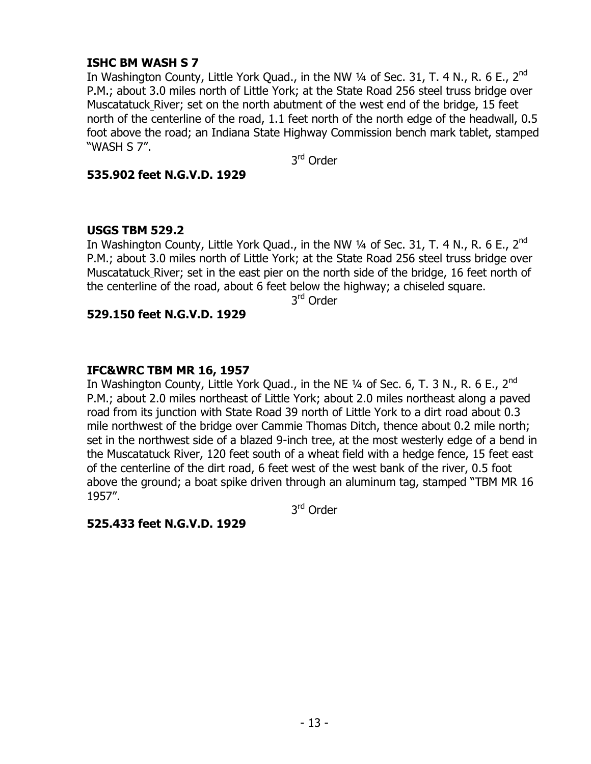**ISHC BM WASH S 7**

In Washington County, Little York Quad., in the NW ¼ of Sec. 31, T. 4 N., R. 6 E., 2nd P.M.; about 3.0 miles north of Little York; at the State Road 256 steel truss bridge over Muscatatuck River; set on the north abutment of the west end of the bridge, 15 feet north of the centerline of the road, 1.1 feet north of the north edge of the headwall, 0.5 foot above the road; an Indiana State Highway Commission bench mark tablet, stamped "WASH S 7".

3rd Order

**535.902 feet N.G.V.D. 1929**

**USGS TBM 529.2**

In Washington County, Little York Quad., in the NW ¼ of Sec. 31, T. 4 N., R. 6 E., 2nd P.M.; about 3.0 miles north of Little York; at the State Road 256 steel truss bridge over Muscatatuck River; set in the east pier on the north side of the bridge, 16 feet north of the centerline of the road, about 6 feet below the highway; a chiseled square.

3rd Order

**529.150 feet N.G.V.D. 1929**

**IFC&WRC TBM MR 16, 1957**

In Washington County, Little York Quad., in the NE ¼ of Sec. 6, T. 3 N., R. 6 E., 2nd P.M.; about 2.0 miles northeast of Little York; about 2.0 miles northeast along a paved road from its junction with State Road 39 north of Little York to a dirt road about 0.3 mile northwest of the bridge over Cammie Thomas Ditch, thence about 0.2 mile north; set in the northwest side of a blazed 9-inch tree, at the most westerly edge of a bend in the Muscatatuck River, 120 feet south of a wheat field with a hedge fence, 15 feet east of the centerline of the dirt road, 6 feet west of the west bank of the river, 0.5 foot above the ground; a boat spike driven through an aluminum tag, stamped "TBM MR 16 1957".

3rd Order

**525.433 feet N.G.V.D. 1929**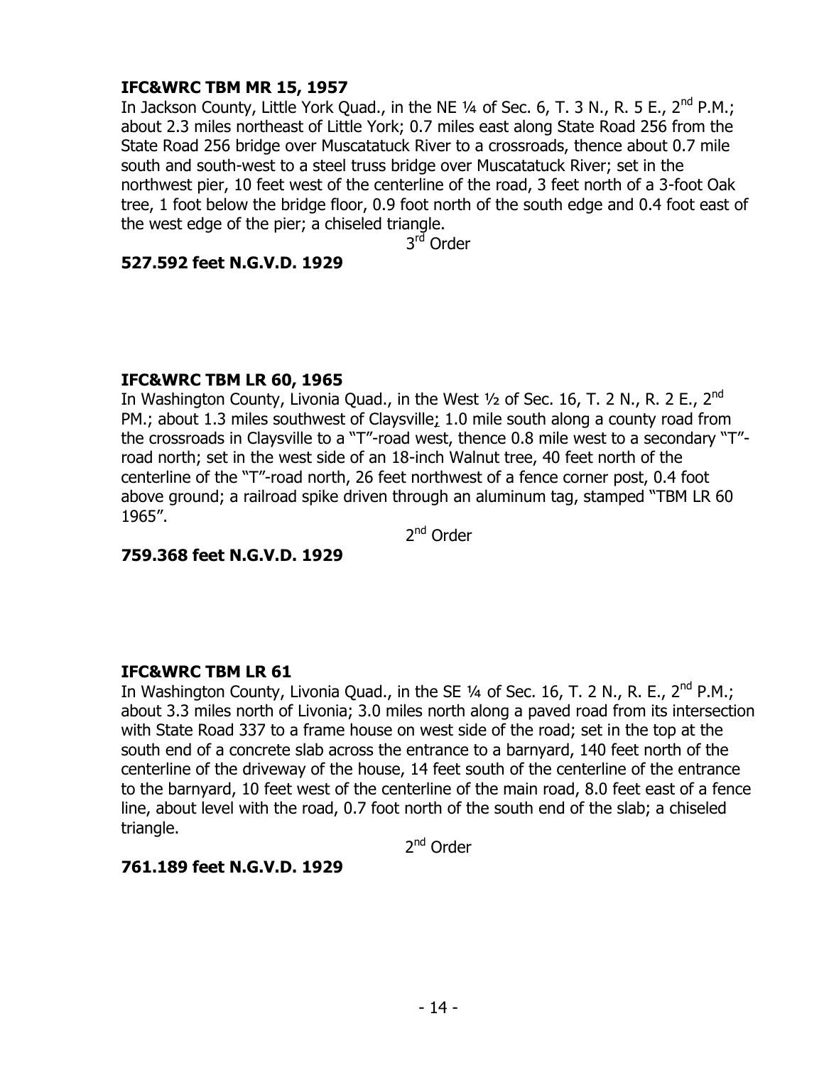**IFC&WRC TBM MR 15, 1957**

In Jackson County, Little York Quad., in the NE ¼ of Sec. 6, T. 3 N., R. 5 E., 2nd P.M.; about 2.3 miles northeast of Little York; 0.7 miles east along State Road 256 from the State Road 256 bridge over Muscatatuck River to a crossroads, thence about 0.7 mile south and south-west to a steel truss bridge over Muscatatuck River; set in the northwest pier, 10 feet west of the centerline of the road, 3 feet north of a 3-foot Oak tree, 1 foot below the bridge floor, 0.9 foot north of the south edge and 0.4 foot east of the west edge of the pier; a chiseled triangle.

3rd Order

**527.592 feet N.G.V.D. 1929**

**IFC&WRC TBM LR 60, 1965**

In Washington County, Livonia Quad., in the West ½ of Sec. 16, T. 2 N., R. 2 E., 2nd PM.; about 1.3 miles southwest of Claysville; 1.0 mile south along a county road from the crossroads in Claysville to a "T"-road west, thence 0.8 mile west to a secondary "T"-road north; set in the west side of an 18-inch Walnut tree, 40 feet north of the centerline of the "T"-road north, 26 feet northwest of a fence corner post, 0.4 foot above ground; a railroad spike driven through an aluminum tag, stamped "TBM LR 60 1965".

2nd Order

**759.368 feet N.G.V.D. 1929**

**IFC&WRC TBM LR 61**

In Washington County, Livonia Quad., in the SE ¼ of Sec. 16, T. 2 N., R. E., 2nd P.M.; about 3.3 miles north of Livonia; 3.0 miles north along a paved road from its intersection with State Road 337 to a frame house on west side of the road; set in the top at the south end of a concrete slab across the entrance to a barnyard, 140 feet north of the centerline of the driveway of the house, 14 feet south of the centerline of the entrance to the barnyard, 10 feet west of the centerline of the main road, 8.0 feet east of a fence line, about level with the road, 0.7 foot north of the south end of the slab; a chiseled triangle.

2nd Order

**761.189 feet N.G.V.D. 1929**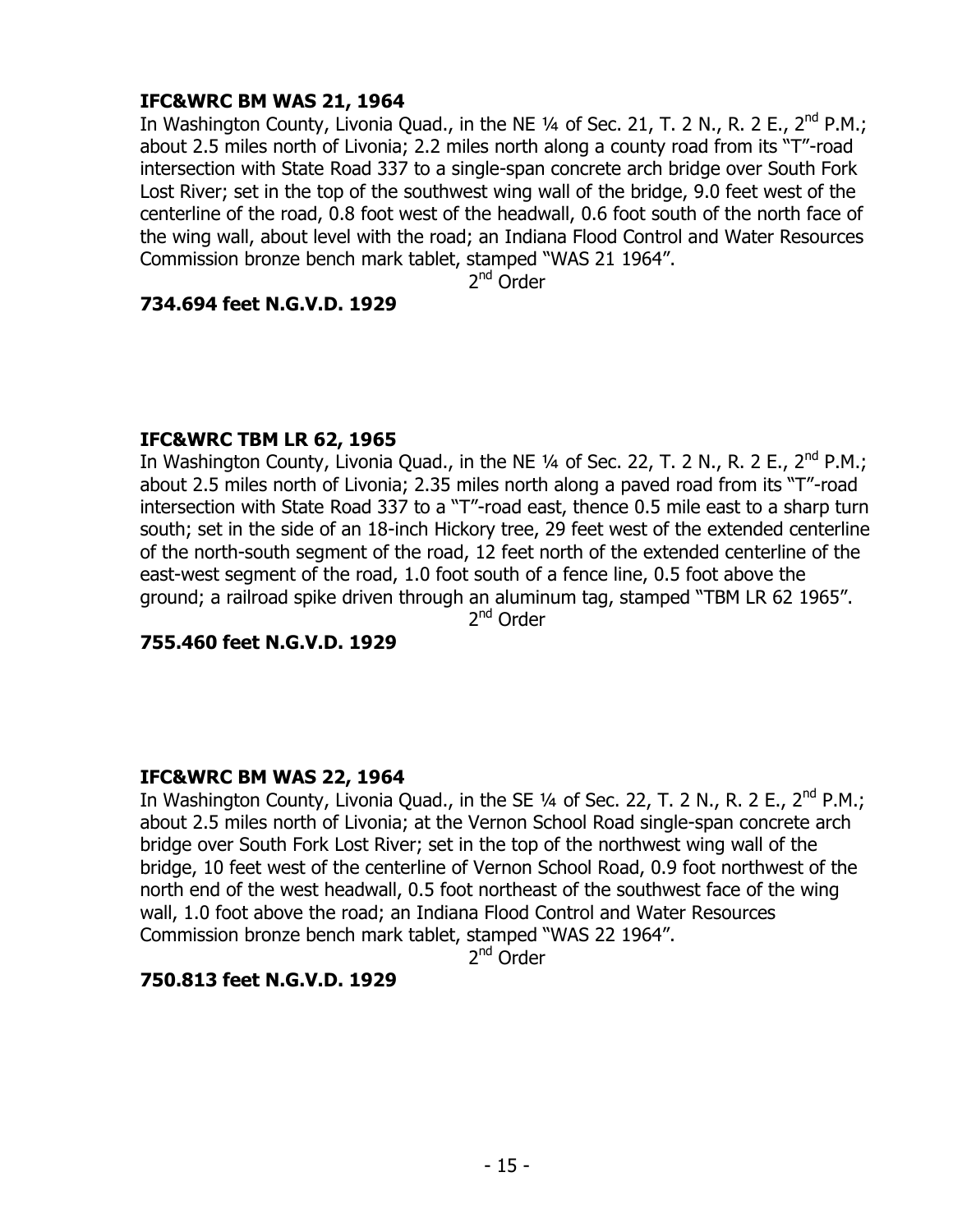**IFC&WRC BM WAS 21, 1964**

In Washington County, Livonia Quad., in the NE ¼ of Sec. 21, T. 2 N., R. 2 E., 2nd P.M.; about 2.5 miles north of Livonia; 2.2 miles north along a county road from its "T"-road intersection with State Road 337 to a single-span concrete arch bridge over South Fork Lost River; set in the top of the southwest wing wall of the bridge, 9.0 feet west of the centerline of the road, 0.8 foot west of the headwall, 0.6 foot south of the north face of the wing wall, about level with the road; an Indiana Flood Control and Water Resources Commission bronze bench mark tablet, stamped "WAS 21 1964".

2nd Order

**734.694 feet N.G.V.D. 1929**

**IFC&WRC TBM LR 62, 1965**

In Washington County, Livonia Quad., in the NE ¼ of Sec. 22, T. 2 N., R. 2 E., 2nd P.M.; about 2.5 miles north of Livonia; 2.35 miles north along a paved road from its "T"-road intersection with State Road 337 to a "T"-road east, thence 0.5 mile east to a sharp turn south; set in the side of an 18-inch Hickory tree, 29 feet west of the extended centerline of the north-south segment of the road, 12 feet north of the extended centerline of the east-west segment of the road, 1.0 foot south of a fence line, 0.5 foot above the ground; a railroad spike driven through an aluminum tag, stamped "TBM LR 62 1965".

2nd Order

**755.460 feet N.G.V.D. 1929**

**IFC&WRC BM WAS 22, 1964**

In Washington County, Livonia Quad., in the SE ¼ of Sec. 22, T. 2 N., R. 2 E., 2nd P.M.; about 2.5 miles north of Livonia; at the Vernon School Road single-span concrete arch bridge over South Fork Lost River; set in the top of the northwest wing wall of the bridge, 10 feet west of the centerline of Vernon School Road, 0.9 foot northwest of the north end of the west headwall, 0.5 foot northeast of the southwest face of the wing wall, 1.0 foot above the road; an Indiana Flood Control and Water Resources Commission bronze bench mark tablet, stamped "WAS 22 1964".

2nd Order

**750.813 feet N.G.V.D. 1929**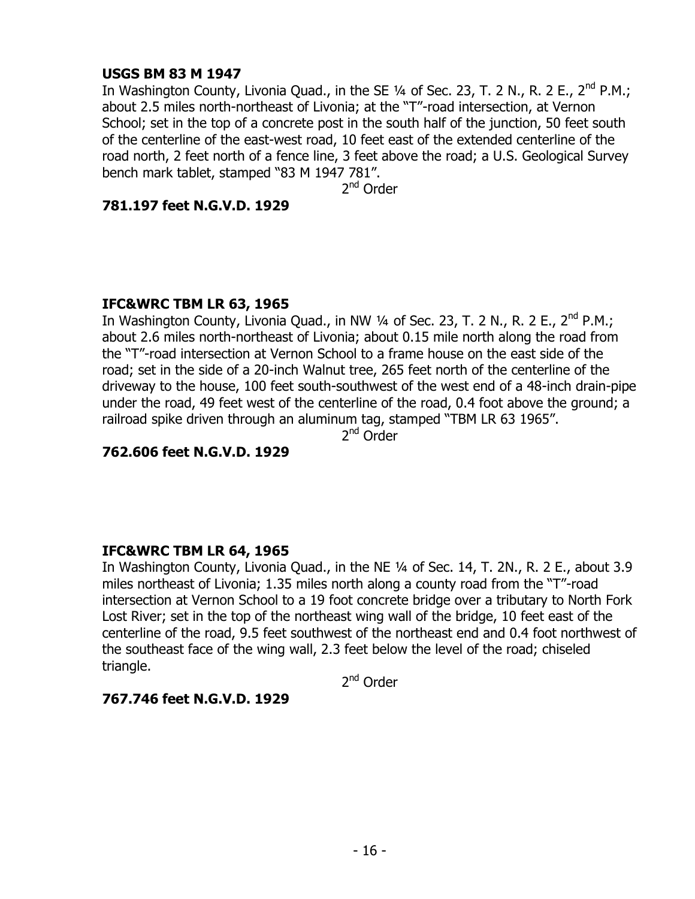**USGS BM 83 M 1947**

In Washington County, Livonia Quad., in the SE ¼ of Sec. 23, T. 2 N., R. 2 E., 2nd P.M.; about 2.5 miles north-northeast of Livonia; at the "T"-road intersection, at Vernon School; set in the top of a concrete post in the south half of the junction, 50 feet south of the centerline of the east-west road, 10 feet east of the extended centerline of the road north, 2 feet north of a fence line, 3 feet above the road; a U.S. Geological Survey bench mark tablet, stamped "83 M 1947 781".

2nd Order

**781.197 feet N.G.V.D. 1929**

**IFC&WRC TBM LR 63, 1965**

In Washington County, Livonia Quad., in NW ¼ of Sec. 23, T. 2 N., R. 2 E., 2nd P.M.; about 2.6 miles north-northeast of Livonia; about 0.15 mile north along the road from the "T"-road intersection at Vernon School to a frame house on the east side of the road; set in the side of a 20-inch Walnut tree, 265 feet north of the centerline of the driveway to the house, 100 feet south-southwest of the west end of a 48-inch drain-pipe under the road, 49 feet west of the centerline of the road, 0.4 foot above the ground; a railroad spike driven through an aluminum tag, stamped "TBM LR 63 1965".

2nd Order

**762.606 feet N.G.V.D. 1929**

**IFC&WRC TBM LR 64, 1965**

In Washington County, Livonia Quad., in the NE ¼ of Sec. 14, T. 2N., R. 2 E., about 3.9 miles northeast of Livonia; 1.35 miles north along a county road from the "T"-road intersection at Vernon School to a 19 foot concrete bridge over a tributary to North Fork Lost River; set in the top of the northeast wing wall of the bridge, 10 feet east of the centerline of the road, 9.5 feet southwest of the northeast end and 0.4 foot northwest of the southeast face of the wing wall, 2.3 feet below the level of the road; chiseled triangle.

2nd Order

**767.746 feet N.G.V.D. 1929**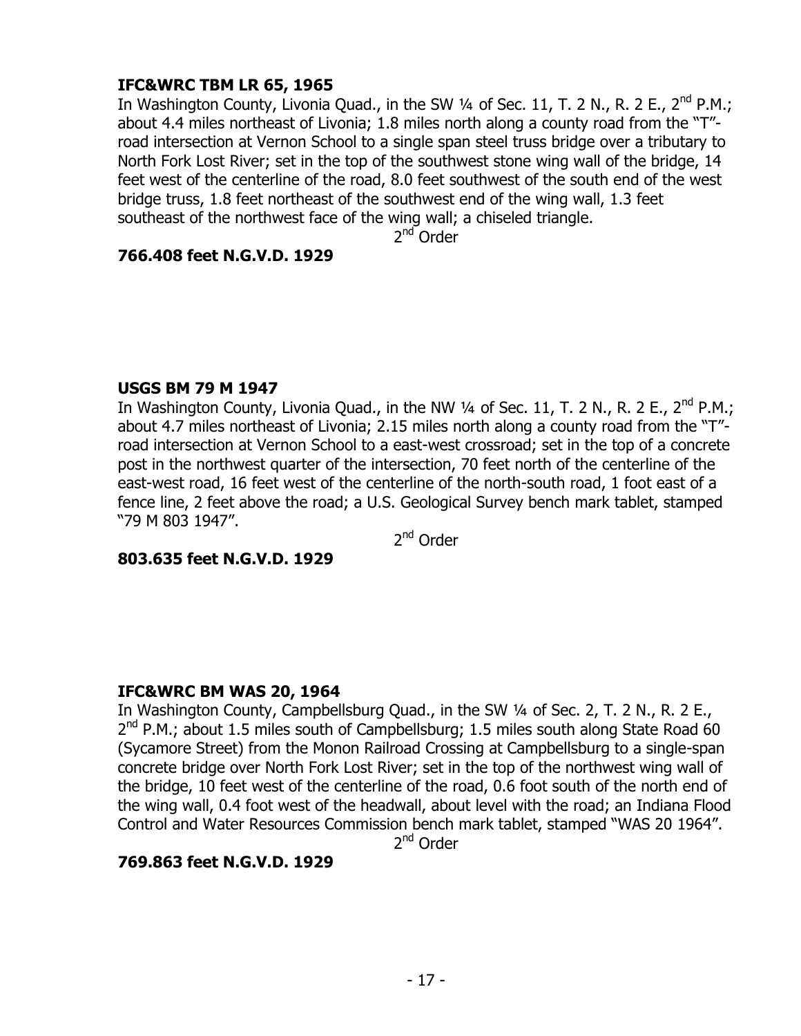**IFC&WRC TBM LR 65, 1965**

In Washington County, Livonia Quad., in the SW ¼ of Sec. 11, T. 2 N., R. 2 E., 2nd P.M.; about 4.4 miles northeast of Livonia; 1.8 miles north along a county road from the "T"-road intersection at Vernon School to a single span steel truss bridge over a tributary to North Fork Lost River; set in the top of the southwest stone wing wall of the bridge, 14 feet west of the centerline of the road, 8.0 feet southwest of the south end of the west bridge truss, 1.8 feet northeast of the southwest end of the wing wall, 1.3 feet southeast of the northwest face of the wing wall; a chiseled triangle.

2nd Order

**766.408 feet N.G.V.D. 1929**

**USGS BM 79 M 1947**

In Washington County, Livonia Quad., in the NW ¼ of Sec. 11, T. 2 N., R. 2 E., 2nd P.M.; about 4.7 miles northeast of Livonia; 2.15 miles north along a county road from the "T"-road intersection at Vernon School to a east-west crossroad; set in the top of a concrete post in the northwest quarter of the intersection, 70 feet north of the centerline of the east-west road, 16 feet west of the centerline of the north-south road, 1 foot east of a fence line, 2 feet above the road; a U.S. Geological Survey bench mark tablet, stamped "79 M 803 1947".

2nd Order

**803.635 feet N.G.V.D. 1929**

**IFC&WRC BM WAS 20, 1964**

In Washington County, Campbellsburg Quad., in the SW ¼ of Sec. 2, T. 2 N., R. 2 E., 2nd P.M.; about 1.5 miles south of Campbellsburg; 1.5 miles south along State Road 60 (Sycamore Street) from the Monon Railroad Crossing at Campbellsburg to a single-span concrete bridge over North Fork Lost River; set in the top of the northwest wing wall of the bridge, 10 feet west of the centerline of the road, 0.6 foot south of the north end of the wing wall, 0.4 foot west of the headwall, about level with the road; an Indiana Flood Control and Water Resources Commission bench mark tablet, stamped "WAS 20 1964".

2nd Order

**769.863 feet N.G.V.D. 1929**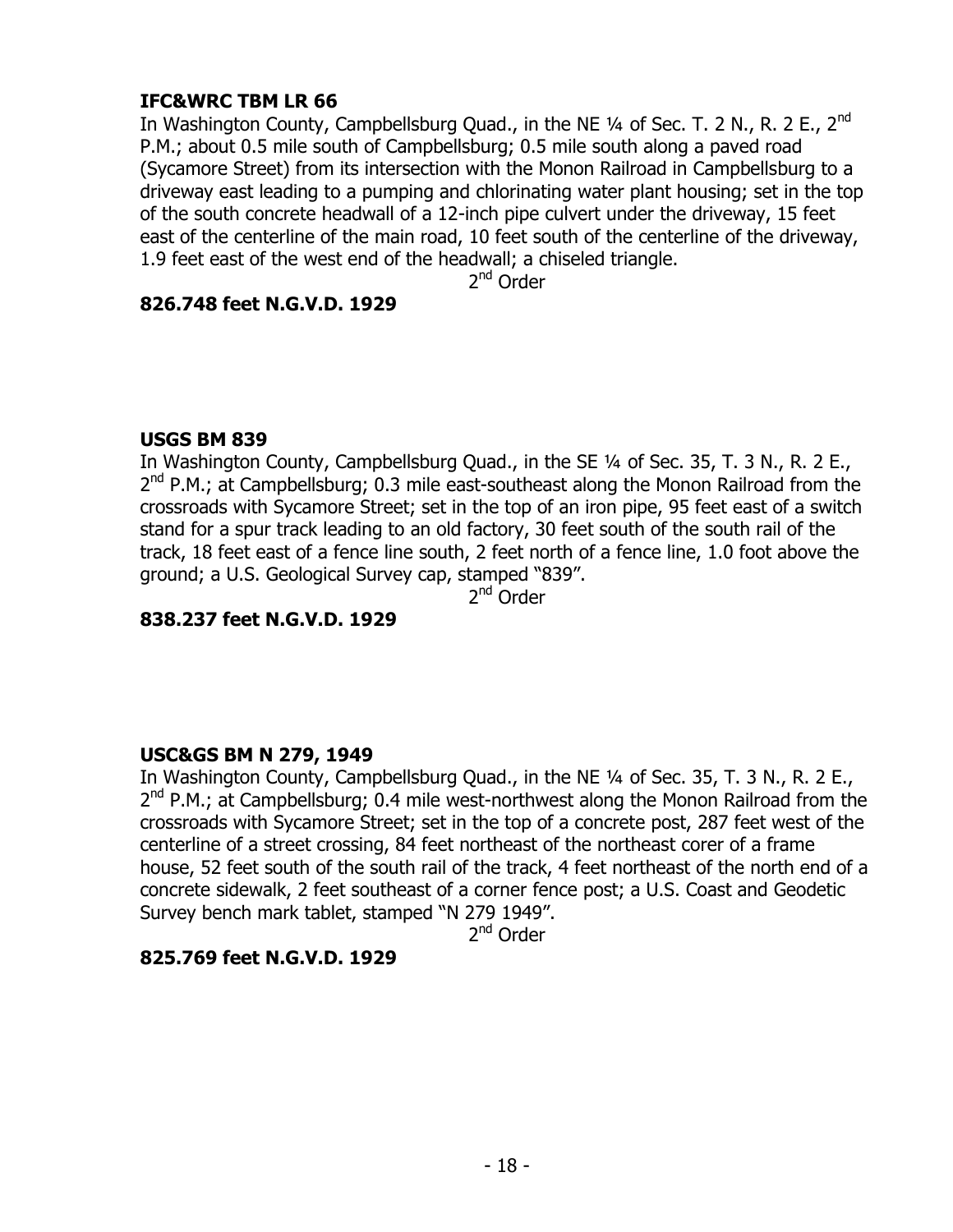**IFC&WRC TBM LR 66**

In Washington County, Campbellsburg Quad., in the NE ¼ of Sec. T. 2 N., R. 2 E., 2nd P.M.; about 0.5 mile south of Campbellsburg; 0.5 mile south along a paved road (Sycamore Street) from its intersection with the Monon Railroad in Campbellsburg to a driveway east leading to a pumping and chlorinating water plant housing; set in the top of the south concrete headwall of a 12-inch pipe culvert under the driveway, 15 feet east of the centerline of the main road, 10 feet south of the centerline of the driveway, 1.9 feet east of the west end of the headwall; a chiseled triangle.

2nd Order

**826.748 feet N.G.V.D. 1929**

**USGS BM 839**

In Washington County, Campbellsburg Quad., in the SE ¼ of Sec. 35, T. 3 N., R. 2 E., 2nd P.M.; at Campbellsburg; 0.3 mile east-southeast along the Monon Railroad from the crossroads with Sycamore Street; set in the top of an iron pipe, 95 feet east of a switch stand for a spur track leading to an old factory, 30 feet south of the south rail of the track, 18 feet east of a fence line south, 2 feet north of a fence line, 1.0 foot above the ground; a U.S. Geological Survey cap, stamped "839".

2nd Order

**838.237 feet N.G.V.D. 1929**

**USC&GS BM N 279, 1949**

In Washington County, Campbellsburg Quad., in the NE ¼ of Sec. 35, T. 3 N., R. 2 E., 2nd P.M.; at Campbellsburg; 0.4 mile west-northwest along the Monon Railroad from the crossroads with Sycamore Street; set in the top of a concrete post, 287 feet west of the centerline of a street crossing, 84 feet northeast of the northeast corer of a frame house, 52 feet south of the south rail of the track, 4 feet northeast of the north end of a concrete sidewalk, 2 feet southeast of a corner fence post; a U.S. Coast and Geodetic Survey bench mark tablet, stamped "N 279 1949".

2nd Order

**825.769 feet N.G.V.D. 1929**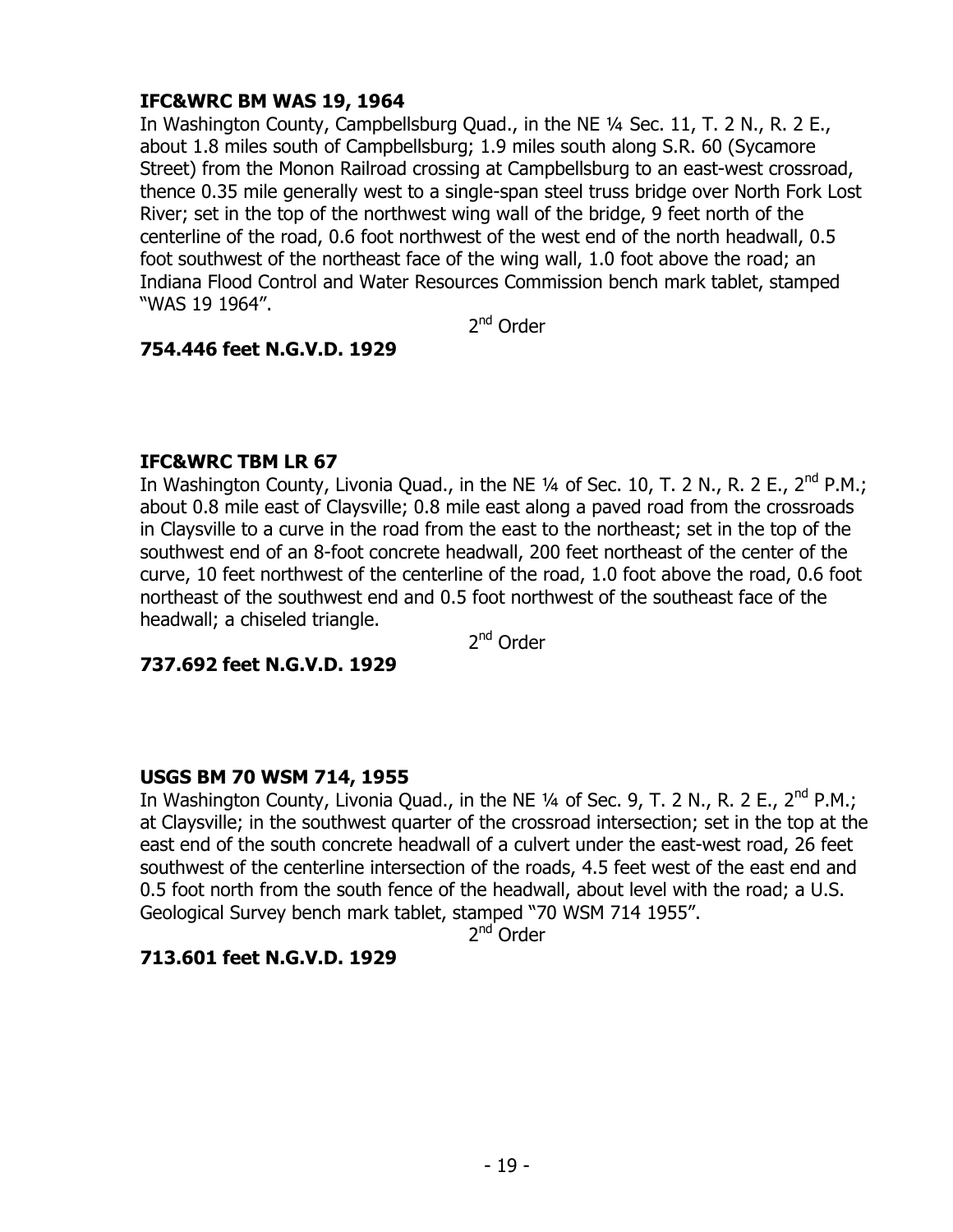**IFC&WRC BM WAS 19, 1964**

In Washington County, Campbellsburg Quad., in the NE ¼ Sec. 11, T. 2 N., R. 2 E., about 1.8 miles south of Campbellsburg; 1.9 miles south along S.R. 60 (Sycamore Street) from the Monon Railroad crossing at Campbellsburg to an east-west crossroad, thence 0.35 mile generally west to a single-span steel truss bridge over North Fork Lost River; set in the top of the northwest wing wall of the bridge, 9 feet north of the centerline of the road, 0.6 foot northwest of the west end of the north headwall, 0.5 foot southwest of the northeast face of the wing wall, 1.0 foot above the road; an Indiana Flood Control and Water Resources Commission bench mark tablet, stamped "WAS 19 1964".

2nd Order

**754.446 feet N.G.V.D. 1929**

**IFC&WRC TBM LR 67**

In Washington County, Livonia Quad., in the NE ¼ of Sec. 10, T. 2 N., R. 2 E., 2nd P.M.; about 0.8 mile east of Claysville; 0.8 mile east along a paved road from the crossroads in Claysville to a curve in the road from the east to the northeast; set in the top of the southwest end of an 8-foot concrete headwall, 200 feet northeast of the center of the curve, 10 feet northwest of the centerline of the road, 1.0 foot above the road, 0.6 foot northeast of the southwest end and 0.5 foot northwest of the southeast face of the headwall; a chiseled triangle.

2nd Order

**737.692 feet N.G.V.D. 1929**

**USGS BM 70 WSM 714, 1955**

In Washington County, Livonia Quad., in the NE ¼ of Sec. 9, T. 2 N., R. 2 E., 2nd P.M.; at Claysville; in the southwest quarter of the crossroad intersection; set in the top at the east end of the south concrete headwall of a culvert under the east-west road, 26 feet southwest of the centerline intersection of the roads, 4.5 feet west of the east end and 0.5 foot north from the south fence of the headwall, about level with the road; a U.S. Geological Survey bench mark tablet, stamped "70 WSM 714 1955".

2nd Order

**713.601 feet N.G.V.D. 1929**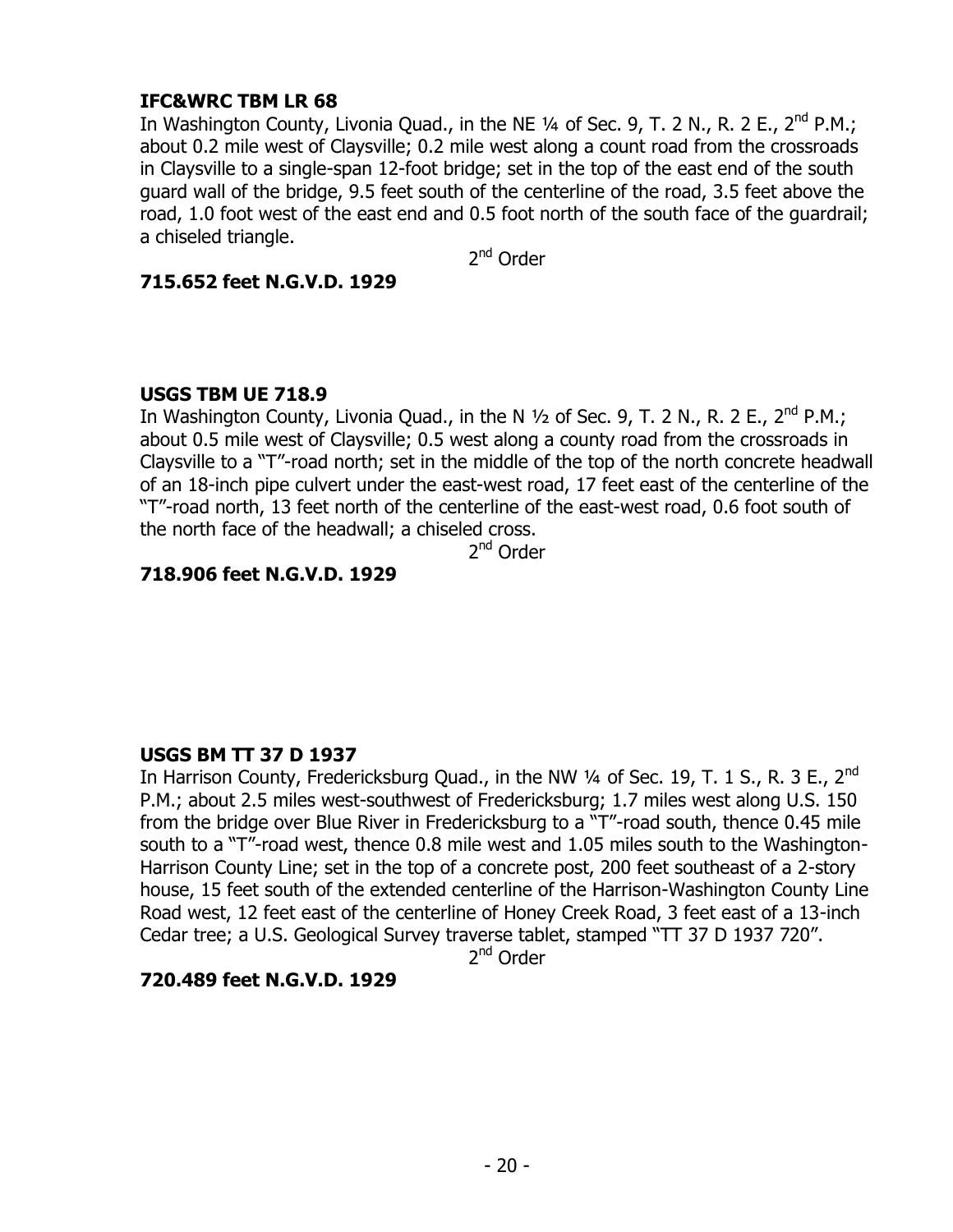**IFC&WRC TBM LR 68**
In Washington County, Livonia Quad., in the NE ¼ of Sec. 9, T. 2 N., R. 2 E., 2nd P.M.; about 0.2 mile west of Claysville; 0.2 mile west along a count road from the crossroads in Claysville to a single-span 12-foot bridge; set in the top of the east end of the south guard wall of the bridge, 9.5 feet south of the centerline of the road, 3.5 feet above the road, 1.0 foot west of the east end and 0.5 foot north of the south face of the guardrail; a chiseled triangle.

2nd Order

**715.652 feet N.G.V.D. 1929**

**USGS TBM UE 718.9**
In Washington County, Livonia Quad., in the N ½ of Sec. 9, T. 2 N., R. 2 E., 2nd P.M.; about 0.5 mile west of Claysville; 0.5 west along a county road from the crossroads in Claysville to a "T"-road north; set in the middle of the top of the north concrete headwall of an 18-inch pipe culvert under the east-west road, 17 feet east of the centerline of the "T"-road north, 13 feet north of the centerline of the east-west road, 0.6 foot south of the north face of the headwall; a chiseled cross.

2nd Order

**718.906 feet N.G.V.D. 1929**

**USGS BM TT 37 D 1937**
In Harrison County, Fredericksburg Quad., in the NW ¼ of Sec. 19, T. 1 S., R. 3 E., 2nd P.M.; about 2.5 miles west-southwest of Fredericksburg; 1.7 miles west along U.S. 150 from the bridge over Blue River in Fredericksburg to a "T"-road south, thence 0.45 mile south to a "T"-road west, thence 0.8 mile west and 1.05 miles south to the Washington-Harrison County Line; set in the top of a concrete post, 200 feet southeast of a 2-story house, 15 feet south of the extended centerline of the Harrison-Washington County Line Road west, 12 feet east of the centerline of Honey Creek Road, 3 feet east of a 13-inch Cedar tree; a U.S. Geological Survey traverse tablet, stamped "TT 37 D 1937 720".

2nd Order

**720.489 feet N.G.V.D. 1929**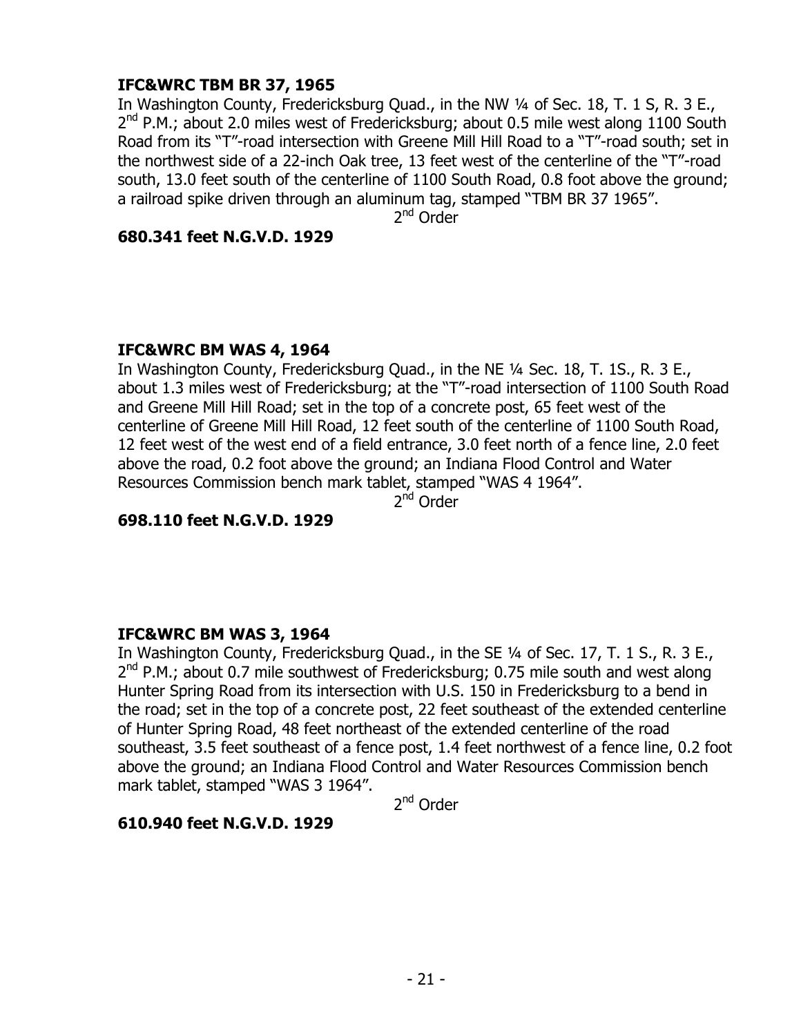**IFC&WRC TBM BR 37, 1965**

In Washington County, Fredericksburg Quad., in the NW ¼ of Sec. 18, T. 1 S, R. 3 E., 2nd P.M.; about 2.0 miles west of Fredericksburg; about 0.5 mile west along 1100 South Road from its "T"-road intersection with Greene Mill Hill Road to a "T"-road south; set in the northwest side of a 22-inch Oak tree, 13 feet west of the centerline of the "T"-road south, 13.0 feet south of the centerline of 1100 South Road, 0.8 foot above the ground; a railroad spike driven through an aluminum tag, stamped "TBM BR 37 1965".

2nd Order

**680.341 feet N.G.V.D. 1929**

**IFC&WRC BM WAS 4, 1964**

In Washington County, Fredericksburg Quad., in the NE ¼ Sec. 18, T. 1S., R. 3 E., about 1.3 miles west of Fredericksburg; at the "T"-road intersection of 1100 South Road and Greene Mill Hill Road; set in the top of a concrete post, 65 feet west of the centerline of Greene Mill Hill Road, 12 feet south of the centerline of 1100 South Road, 12 feet west of the west end of a field entrance, 3.0 feet north of a fence line, 2.0 feet above the road, 0.2 foot above the ground; an Indiana Flood Control and Water Resources Commission bench mark tablet, stamped "WAS 4 1964".

2nd Order

**698.110 feet N.G.V.D. 1929**

**IFC&WRC BM WAS 3, 1964**

In Washington County, Fredericksburg Quad., in the SE ¼ of Sec. 17, T. 1 S., R. 3 E., 2nd P.M.; about 0.7 mile southwest of Fredericksburg; 0.75 mile south and west along Hunter Spring Road from its intersection with U.S. 150 in Fredericksburg to a bend in the road; set in the top of a concrete post, 22 feet southeast of the extended centerline of Hunter Spring Road, 48 feet northeast of the extended centerline of the road southeast, 3.5 feet southeast of a fence post, 1.4 feet northwest of a fence line, 0.2 foot above the ground; an Indiana Flood Control and Water Resources Commission bench mark tablet, stamped "WAS 3 1964".

2nd Order

**610.940 feet N.G.V.D. 1929**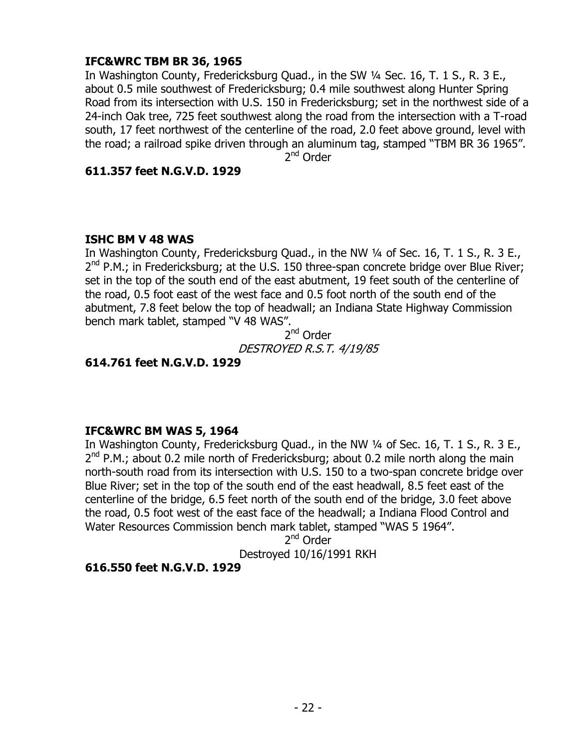**IFC&WRC TBM BR 36, 1965**

In Washington County, Fredericksburg Quad., in the SW ¼ Sec. 16, T. 1 S., R. 3 E., about 0.5 mile southwest of Fredericksburg; 0.4 mile southwest along Hunter Spring Road from its intersection with U.S. 150 in Fredericksburg; set in the northwest side of a 24-inch Oak tree, 725 feet southwest along the road from the intersection with a T-road south, 17 feet northwest of the centerline of the road, 2.0 feet above ground, level with the road; a railroad spike driven through an aluminum tag, stamped "TBM BR 36 1965".

2nd Order

**611.357 feet N.G.V.D. 1929**

**ISHC BM V 48 WAS**

In Washington County, Fredericksburg Quad., in the NW ¼ of Sec. 16, T. 1 S., R. 3 E., 2nd P.M.; in Fredericksburg; at the U.S. 150 three-span concrete bridge over Blue River; set in the top of the south end of the east abutment, 19 feet south of the centerline of the road, 0.5 foot east of the west face and 0.5 foot north of the south end of the abutment, 7.8 feet below the top of headwall; an Indiana State Highway Commission bench mark tablet, stamped "V 48 WAS".

2nd Order

*DESTROYED R.S.T. 4/19/85*

**614.761 feet N.G.V.D. 1929**

**IFC&WRC BM WAS 5, 1964**

In Washington County, Fredericksburg Quad., in the NW ¼ of Sec. 16, T. 1 S., R. 3 E., 2nd P.M.; about 0.2 mile north of Fredericksburg; about 0.2 mile north along the main north-south road from its intersection with U.S. 150 to a two-span concrete bridge over Blue River; set in the top of the south end of the east headwall, 8.5 feet east of the centerline of the bridge, 6.5 feet north of the south end of the bridge, 3.0 feet above the road, 0.5 foot west of the east face of the headwall; a Indiana Flood Control and Water Resources Commission bench mark tablet, stamped "WAS 5 1964".

2nd Order

Destroyed 10/16/1991 RKH

**616.550 feet N.G.V.D. 1929**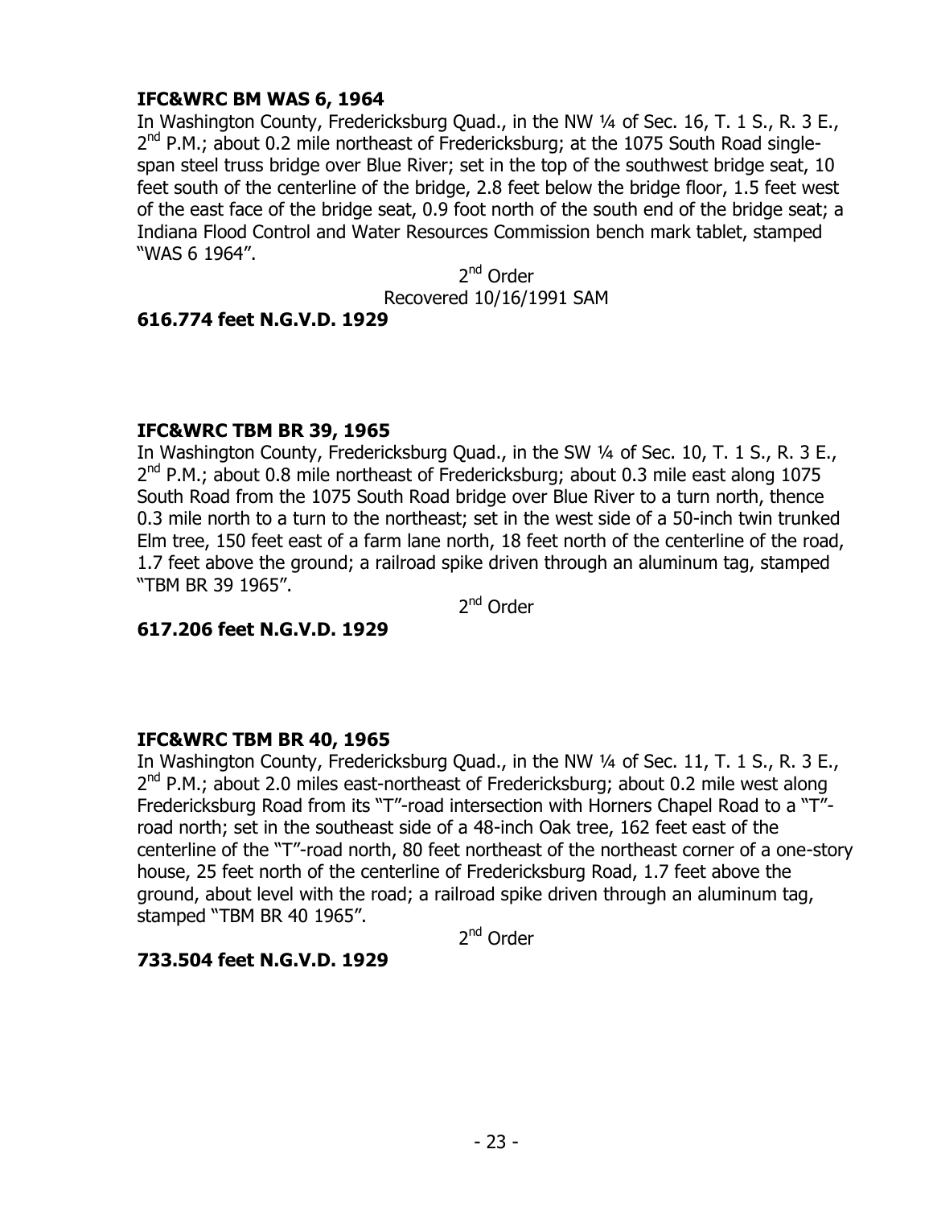**IFC&WRC BM WAS 6, 1964**

In Washington County, Fredericksburg Quad., in the NW ¼ of Sec. 16, T. 1 S., R. 3 E., 2nd P.M.; about 0.2 mile northeast of Fredericksburg; at the 1075 South Road single-span steel truss bridge over Blue River; set in the top of the southwest bridge seat, 10 feet south of the centerline of the bridge, 2.8 feet below the bridge floor, 1.5 feet west of the east face of the bridge seat, 0.9 foot north of the south end of the bridge seat; a Indiana Flood Control and Water Resources Commission bench mark tablet, stamped "WAS 6 1964".

2nd Order
Recovered 10/16/1991 SAM

**616.774 feet N.G.V.D. 1929**

**IFC&WRC TBM BR 39, 1965**

In Washington County, Fredericksburg Quad., in the SW ¼ of Sec. 10, T. 1 S., R. 3 E., 2nd P.M.; about 0.8 mile northeast of Fredericksburg; about 0.3 mile east along 1075 South Road from the 1075 South Road bridge over Blue River to a turn north, thence 0.3 mile north to a turn to the northeast; set in the west side of a 50-inch twin trunked Elm tree, 150 feet east of a farm lane north, 18 feet north of the centerline of the road, 1.7 feet above the ground; a railroad spike driven through an aluminum tag, stamped "TBM BR 39 1965".

2nd Order

**617.206 feet N.G.V.D. 1929**

**IFC&WRC TBM BR 40, 1965**

In Washington County, Fredericksburg Quad., in the NW ¼ of Sec. 11, T. 1 S., R. 3 E., 2nd P.M.; about 2.0 miles east-northeast of Fredericksburg; about 0.2 mile west along Fredericksburg Road from its "T"-road intersection with Horners Chapel Road to a "T"-road north; set in the southeast side of a 48-inch Oak tree, 162 feet east of the centerline of the "T"-road north, 80 feet northeast of the northeast corner of a one-story house, 25 feet north of the centerline of Fredericksburg Road, 1.7 feet above the ground, about level with the road; a railroad spike driven through an aluminum tag, stamped "TBM BR 40 1965".

2nd Order

**733.504 feet N.G.V.D. 1929**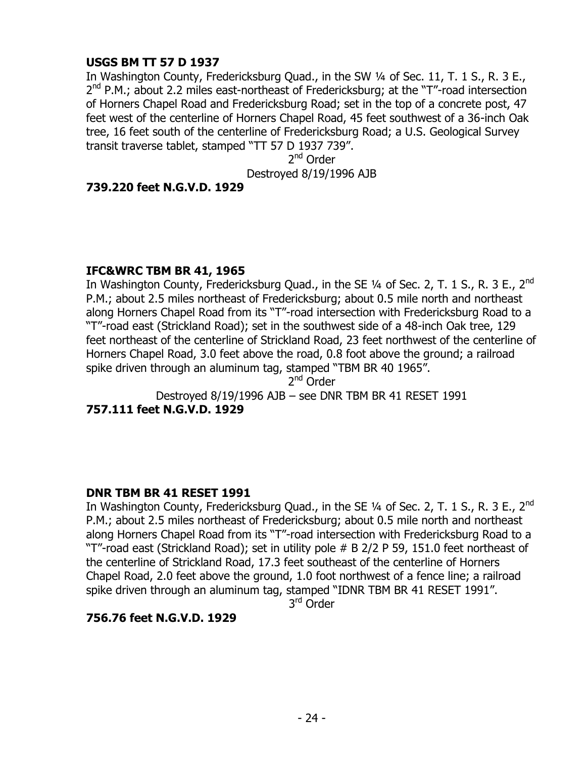**USGS BM TT 57 D 1937**

In Washington County, Fredericksburg Quad., in the SW ¼ of Sec. 11, T. 1 S., R. 3 E., 2nd P.M.; about 2.2 miles east-northeast of Fredericksburg; at the "T"-road intersection of Horners Chapel Road and Fredericksburg Road; set in the top of a concrete post, 47 feet west of the centerline of Horners Chapel Road, 45 feet southwest of a 36-inch Oak tree, 16 feet south of the centerline of Fredericksburg Road; a U.S. Geological Survey transit traverse tablet, stamped "TT 57 D 1937 739".

2nd Order

Destroyed 8/19/1996 AJB

**739.220 feet N.G.V.D. 1929**

**IFC&WRC TBM BR 41, 1965**

In Washington County, Fredericksburg Quad., in the SE ¼ of Sec. 2, T. 1 S., R. 3 E., 2nd P.M.; about 2.5 miles northeast of Fredericksburg; about 0.5 mile north and northeast along Horners Chapel Road from its "T"-road intersection with Fredericksburg Road to a "T"-road east (Strickland Road); set in the southwest side of a 48-inch Oak tree, 129 feet northeast of the centerline of Strickland Road, 23 feet northwest of the centerline of Horners Chapel Road, 3.0 feet above the road, 0.8 foot above the ground; a railroad spike driven through an aluminum tag, stamped "TBM BR 40 1965".

2nd Order

Destroyed 8/19/1996 AJB – see DNR TBM BR 41 RESET 1991

**757.111 feet N.G.V.D. 1929**

**DNR TBM BR 41 RESET 1991**

In Washington County, Fredericksburg Quad., in the SE ¼ of Sec. 2, T. 1 S., R. 3 E., 2nd P.M.; about 2.5 miles northeast of Fredericksburg; about 0.5 mile north and northeast along Horners Chapel Road from its "T"-road intersection with Fredericksburg Road to a "T"-road east (Strickland Road); set in utility pole # B 2/2 P 59, 151.0 feet northeast of the centerline of Strickland Road, 17.3 feet southeast of the centerline of Horners Chapel Road, 2.0 feet above the ground, 1.0 foot northwest of a fence line; a railroad spike driven through an aluminum tag, stamped "IDNR TBM BR 41 RESET 1991".

3rd Order

**756.76 feet N.G.V.D. 1929**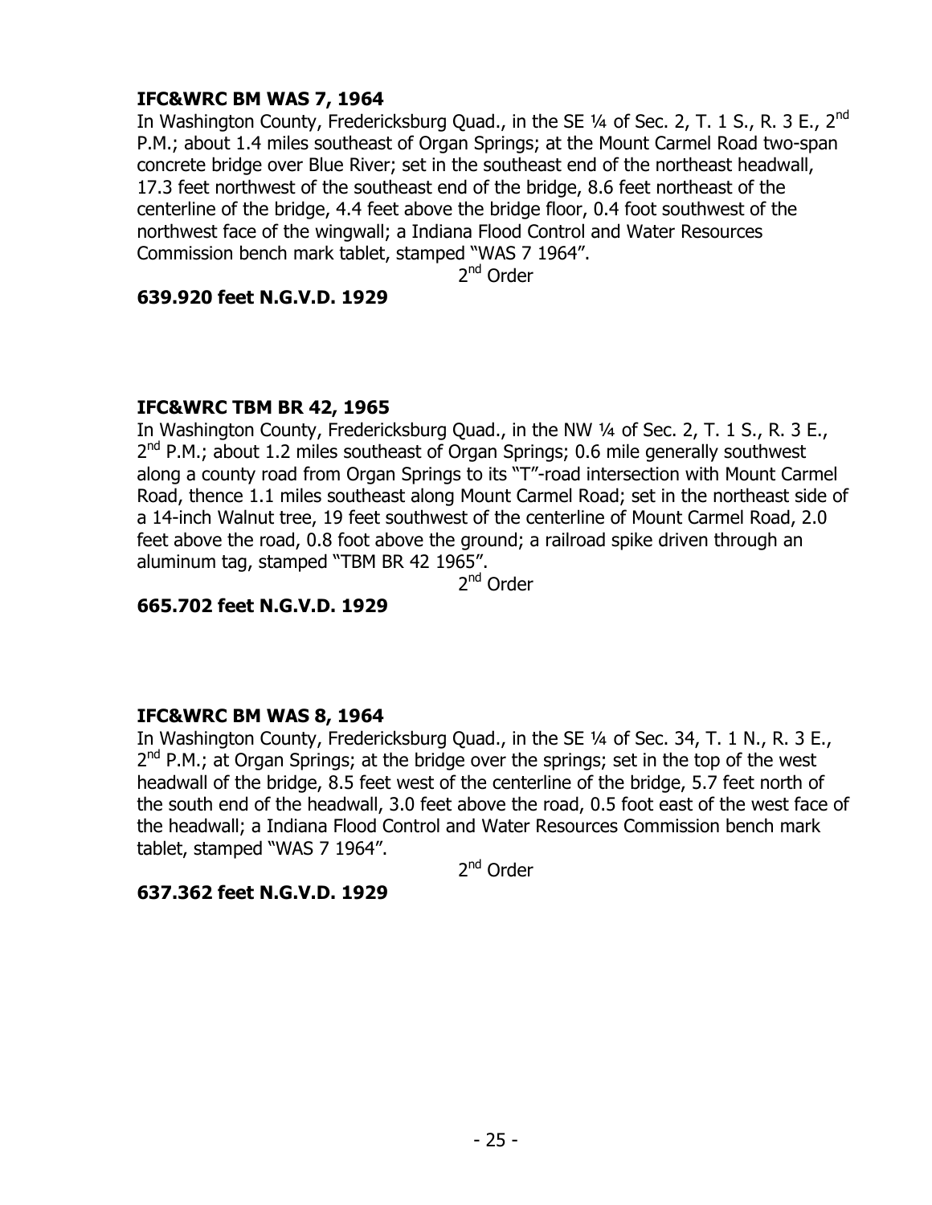**IFC&WRC BM WAS 7, 1964**

In Washington County, Fredericksburg Quad., in the SE ¼ of Sec. 2, T. 1 S., R. 3 E., 2nd P.M.; about 1.4 miles southeast of Organ Springs; at the Mount Carmel Road two-span concrete bridge over Blue River; set in the southeast end of the northeast headwall, 17.3 feet northwest of the southeast end of the bridge, 8.6 feet northeast of the centerline of the bridge, 4.4 feet above the bridge floor, 0.4 foot southwest of the northwest face of the wingwall; a Indiana Flood Control and Water Resources Commission bench mark tablet, stamped "WAS 7 1964".

2nd Order

**639.920 feet N.G.V.D. 1929**

**IFC&WRC TBM BR 42, 1965**

In Washington County, Fredericksburg Quad., in the NW ¼ of Sec. 2, T. 1 S., R. 3 E., 2nd P.M.; about 1.2 miles southeast of Organ Springs; 0.6 mile generally southwest along a county road from Organ Springs to its "T"-road intersection with Mount Carmel Road, thence 1.1 miles southeast along Mount Carmel Road; set in the northeast side of a 14-inch Walnut tree, 19 feet southwest of the centerline of Mount Carmel Road, 2.0 feet above the road, 0.8 foot above the ground; a railroad spike driven through an aluminum tag, stamped "TBM BR 42 1965".

2nd Order

**665.702 feet N.G.V.D. 1929**

**IFC&WRC BM WAS 8, 1964**

In Washington County, Fredericksburg Quad., in the SE ¼ of Sec. 34, T. 1 N., R. 3 E., 2nd P.M.; at Organ Springs; at the bridge over the springs; set in the top of the west headwall of the bridge, 8.5 feet west of the centerline of the bridge, 5.7 feet north of the south end of the headwall, 3.0 feet above the road, 0.5 foot east of the west face of the headwall; a Indiana Flood Control and Water Resources Commission bench mark tablet, stamped "WAS 7 1964".

2nd Order

**637.362 feet N.G.V.D. 1929**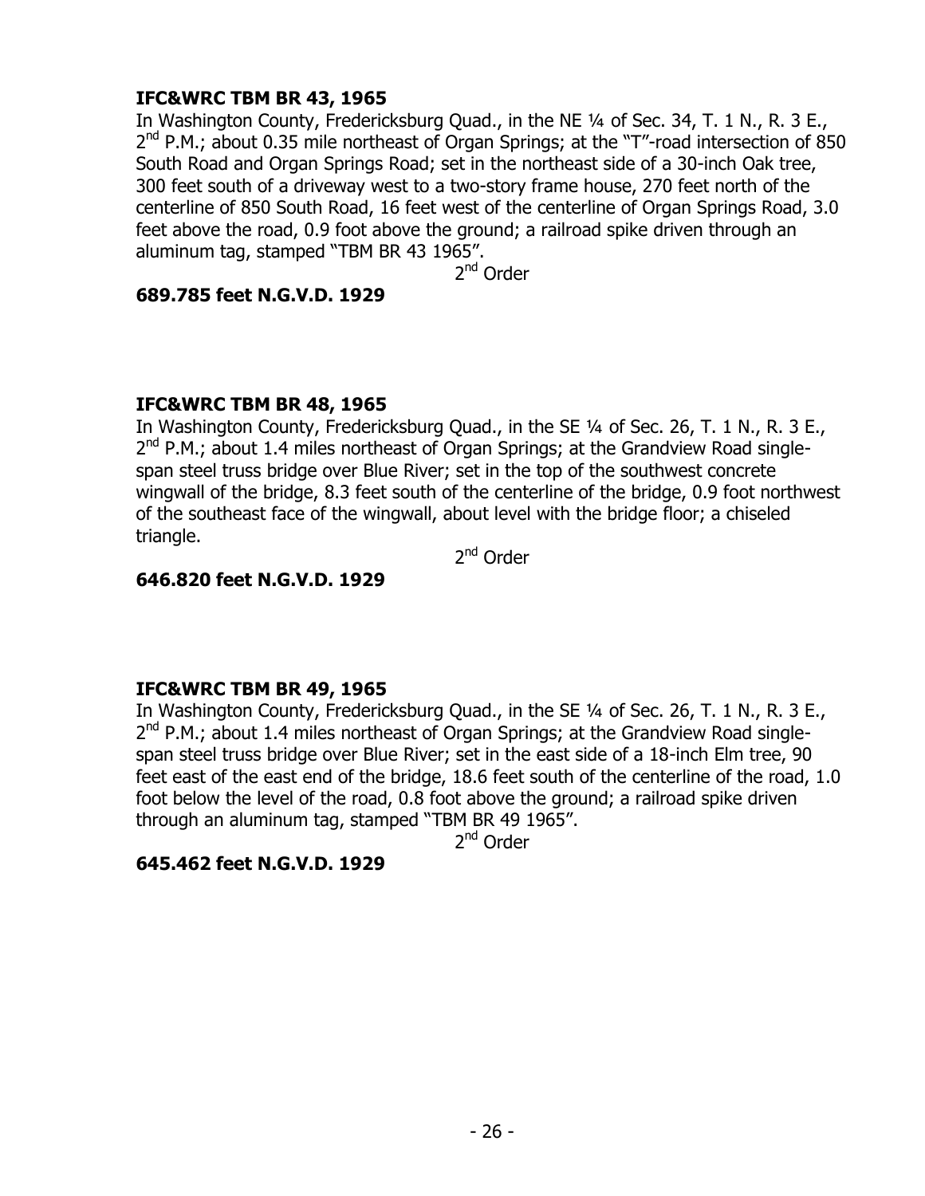**IFC&WRC TBM BR 43, 1965**

In Washington County, Fredericksburg Quad., in the NE ¼ of Sec. 34, T. 1 N., R. 3 E., 2nd P.M.; about 0.35 mile northeast of Organ Springs; at the "T"-road intersection of 850 South Road and Organ Springs Road; set in the northeast side of a 30-inch Oak tree, 300 feet south of a driveway west to a two-story frame house, 270 feet north of the centerline of 850 South Road, 16 feet west of the centerline of Organ Springs Road, 3.0 feet above the road, 0.9 foot above the ground; a railroad spike driven through an aluminum tag, stamped "TBM BR 43 1965".

2nd Order

**689.785 feet N.G.V.D. 1929**

**IFC&WRC TBM BR 48, 1965**

In Washington County, Fredericksburg Quad., in the SE ¼ of Sec. 26, T. 1 N., R. 3 E., 2nd P.M.; about 1.4 miles northeast of Organ Springs; at the Grandview Road single-span steel truss bridge over Blue River; set in the top of the southwest concrete wingwall of the bridge, 8.3 feet south of the centerline of the bridge, 0.9 foot northwest of the southeast face of the wingwall, about level with the bridge floor; a chiseled triangle.

2nd Order

**646.820 feet N.G.V.D. 1929**

**IFC&WRC TBM BR 49, 1965**

In Washington County, Fredericksburg Quad., in the SE ¼ of Sec. 26, T. 1 N., R. 3 E., 2nd P.M.; about 1.4 miles northeast of Organ Springs; at the Grandview Road single-span steel truss bridge over Blue River; set in the east side of a 18-inch Elm tree, 90 feet east of the east end of the bridge, 18.6 feet south of the centerline of the road, 1.0 foot below the level of the road, 0.8 foot above the ground; a railroad spike driven through an aluminum tag, stamped "TBM BR 49 1965".

2nd Order

**645.462 feet N.G.V.D. 1929**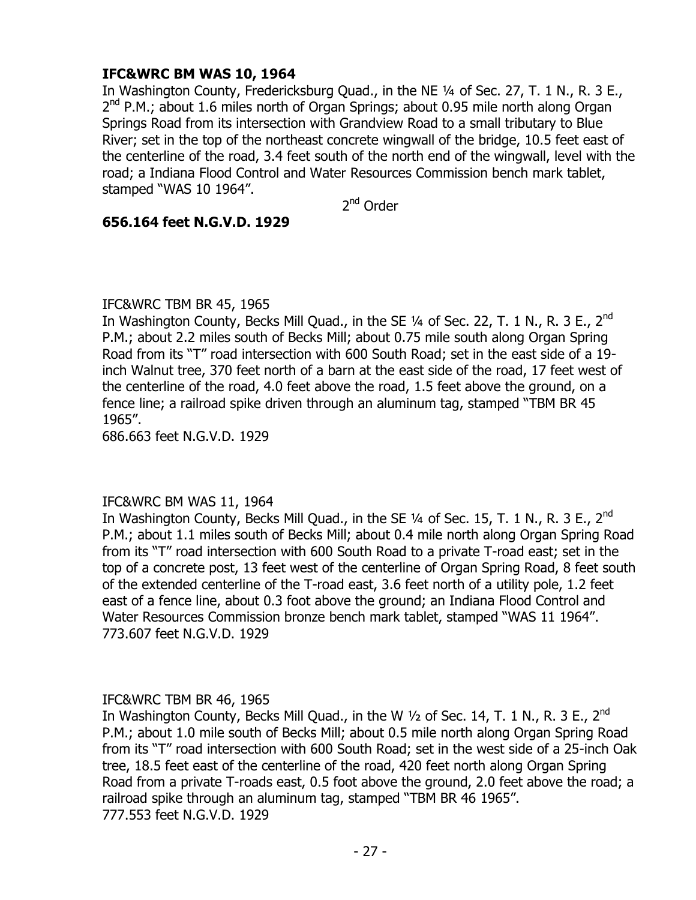**IFC&WRC BM WAS 10, 1964**
In Washington County, Fredericksburg Quad., in the NE ¼ of Sec. 27, T. 1 N., R. 3 E., 2nd P.M.; about 1.6 miles north of Organ Springs; about 0.95 mile north along Organ Springs Road from its intersection with Grandview Road to a small tributary to Blue River; set in the top of the northeast concrete wingwall of the bridge, 10.5 feet east of the centerline of the road, 3.4 feet south of the north end of the wingwall, level with the road; a Indiana Flood Control and Water Resources Commission bench mark tablet, stamped "WAS 10 1964".

2nd Order

**656.164 feet N.G.V.D. 1929**

IFC&WRC TBM BR 45, 1965
In Washington County, Becks Mill Quad., in the SE ¼ of Sec. 22, T. 1 N., R. 3 E., 2nd P.M.; about 2.2 miles south of Becks Mill; about 0.75 mile south along Organ Spring Road from its "T" road intersection with 600 South Road; set in the east side of a 19-inch Walnut tree, 370 feet north of a barn at the east side of the road, 17 feet west of the centerline of the road, 4.0 feet above the road, 1.5 feet above the ground, on a fence line; a railroad spike driven through an aluminum tag, stamped "TBM BR 45 1965".
686.663 feet N.G.V.D. 1929

IFC&WRC BM WAS 11, 1964
In Washington County, Becks Mill Quad., in the SE ¼ of Sec. 15, T. 1 N., R. 3 E., 2nd P.M.; about 1.1 miles south of Becks Mill; about 0.4 mile north along Organ Spring Road from its "T" road intersection with 600 South Road to a private T-road east; set in the top of a concrete post, 13 feet west of the centerline of Organ Spring Road, 8 feet south of the extended centerline of the T-road east, 3.6 feet north of a utility pole, 1.2 feet east of a fence line, about 0.3 foot above the ground; an Indiana Flood Control and Water Resources Commission bronze bench mark tablet, stamped "WAS 11 1964".
773.607 feet N.G.V.D. 1929

IFC&WRC TBM BR 46, 1965
In Washington County, Becks Mill Quad., in the W ½ of Sec. 14, T. 1 N., R. 3 E., 2nd P.M.; about 1.0 mile south of Becks Mill; about 0.5 mile north along Organ Spring Road from its "T" road intersection with 600 South Road; set in the west side of a 25-inch Oak tree, 18.5 feet east of the centerline of the road, 420 feet north along Organ Spring Road from a private T-roads east, 0.5 foot above the ground, 2.0 feet above the road; a railroad spike through an aluminum tag, stamped "TBM BR 46 1965".
777.553 feet N.G.V.D. 1929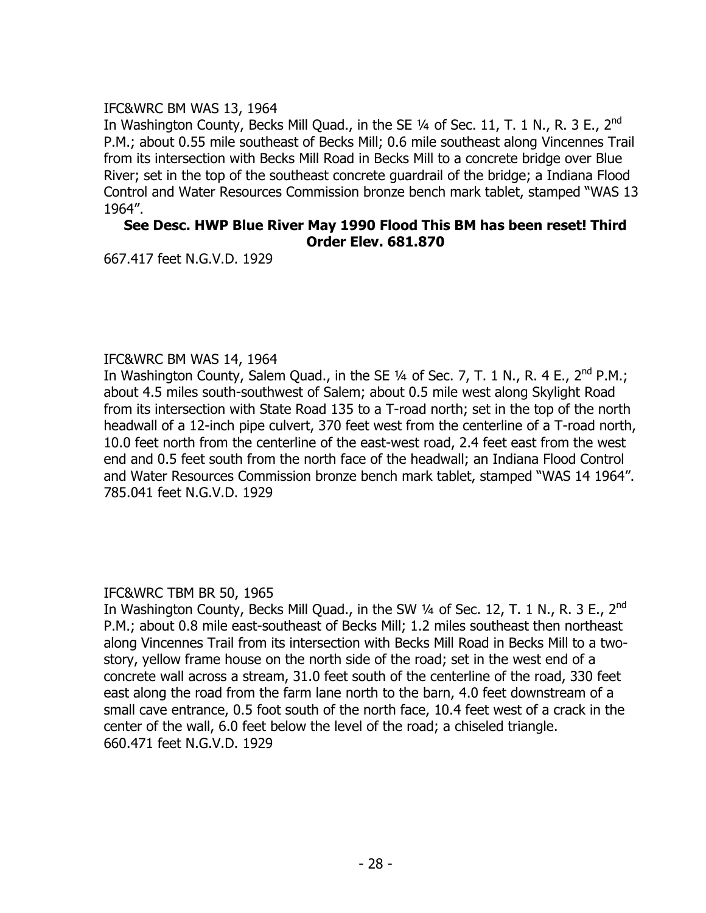IFC&WRC BM WAS 13, 1964

In Washington County, Becks Mill Quad., in the SE ¼ of Sec. 11, T. 1 N., R. 3 E., 2nd P.M.; about 0.55 mile southeast of Becks Mill; 0.6 mile southeast along Vincennes Trail from its intersection with Becks Mill Road in Becks Mill to a concrete bridge over Blue River; set in the top of the southeast concrete guardrail of the bridge; a Indiana Flood Control and Water Resources Commission bronze bench mark tablet, stamped "WAS 13 1964".

**See Desc. HWP Blue River May 1990 Flood This BM has been reset! Third Order Elev. 681.870**

667.417 feet N.G.V.D. 1929

IFC&WRC BM WAS 14, 1964

In Washington County, Salem Quad., in the SE ¼ of Sec. 7, T. 1 N., R. 4 E., 2nd P.M.; about 4.5 miles south-southwest of Salem; about 0.5 mile west along Skylight Road from its intersection with State Road 135 to a T-road north; set in the top of the north headwall of a 12-inch pipe culvert, 370 feet west from the centerline of a T-road north, 10.0 feet north from the centerline of the east-west road, 2.4 feet east from the west end and 0.5 feet south from the north face of the headwall; an Indiana Flood Control and Water Resources Commission bronze bench mark tablet, stamped "WAS 14 1964".

785.041 feet N.G.V.D. 1929

IFC&WRC TBM BR 50, 1965

In Washington County, Becks Mill Quad., in the SW ¼ of Sec. 12, T. 1 N., R. 3 E., 2nd P.M.; about 0.8 mile east-southeast of Becks Mill; 1.2 miles southeast then northeast along Vincennes Trail from its intersection with Becks Mill Road in Becks Mill to a two-story, yellow frame house on the north side of the road; set in the west end of a concrete wall across a stream, 31.0 feet south of the centerline of the road, 330 feet east along the road from the farm lane north to the barn, 4.0 feet downstream of a small cave entrance, 0.5 foot south of the north face, 10.4 feet west of a crack in the center of the wall, 6.0 feet below the level of the road; a chiseled triangle.

660.471 feet N.G.V.D. 1929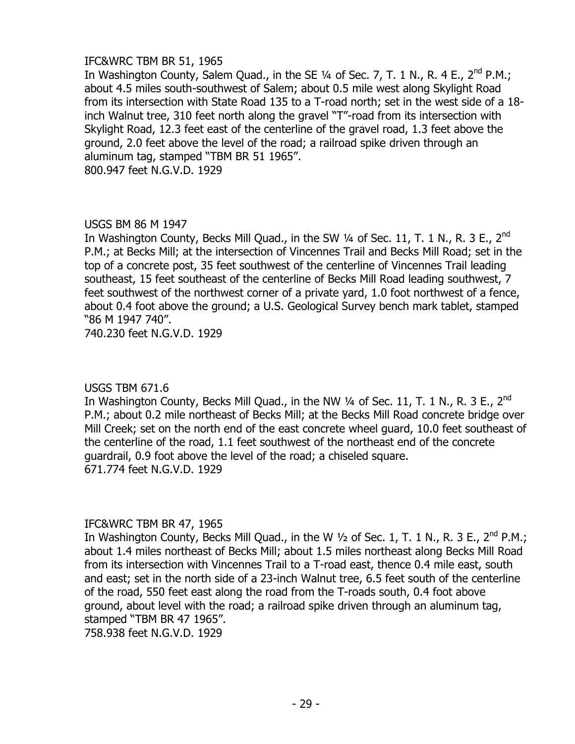IFC&WRC TBM BR 51, 1965

In Washington County, Salem Quad., in the SE ¼ of Sec. 7, T. 1 N., R. 4 E., 2nd P.M.; about 4.5 miles south-southwest of Salem; about 0.5 mile west along Skylight Road from its intersection with State Road 135 to a T-road north; set in the west side of a 18-inch Walnut tree, 310 feet north along the gravel "T"-road from its intersection with Skylight Road, 12.3 feet east of the centerline of the gravel road, 1.3 feet above the ground, 2.0 feet above the level of the road; a railroad spike driven through an aluminum tag, stamped "TBM BR 51 1965".

800.947 feet N.G.V.D. 1929

USGS BM 86 M 1947

In Washington County, Becks Mill Quad., in the SW ¼ of Sec. 11, T. 1 N., R. 3 E., 2nd P.M.; at Becks Mill; at the intersection of Vincennes Trail and Becks Mill Road; set in the top of a concrete post, 35 feet southwest of the centerline of Vincennes Trail leading southeast, 15 feet southeast of the centerline of Becks Mill Road leading southwest, 7 feet southwest of the northwest corner of a private yard, 1.0 foot northwest of a fence, about 0.4 foot above the ground; a U.S. Geological Survey bench mark tablet, stamped "86 M 1947 740".

740.230 feet N.G.V.D. 1929

USGS TBM 671.6

In Washington County, Becks Mill Quad., in the NW ¼ of Sec. 11, T. 1 N., R. 3 E., 2nd P.M.; about 0.2 mile northeast of Becks Mill; at the Becks Mill Road concrete bridge over Mill Creek; set on the north end of the east concrete wheel guard, 10.0 feet southeast of the centerline of the road, 1.1 feet southwest of the northeast end of the concrete guardrail, 0.9 foot above the level of the road; a chiseled square.

671.774 feet N.G.V.D. 1929

IFC&WRC TBM BR 47, 1965

In Washington County, Becks Mill Quad., in the W ½ of Sec. 1, T. 1 N., R. 3 E., 2nd P.M.; about 1.4 miles northeast of Becks Mill; about 1.5 miles northeast along Becks Mill Road from its intersection with Vincennes Trail to a T-road east, thence 0.4 mile east, south and east; set in the north side of a 23-inch Walnut tree, 6.5 feet south of the centerline of the road, 550 feet east along the road from the T-roads south, 0.4 foot above ground, about level with the road; a railroad spike driven through an aluminum tag, stamped "TBM BR 47 1965".

758.938 feet N.G.V.D. 1929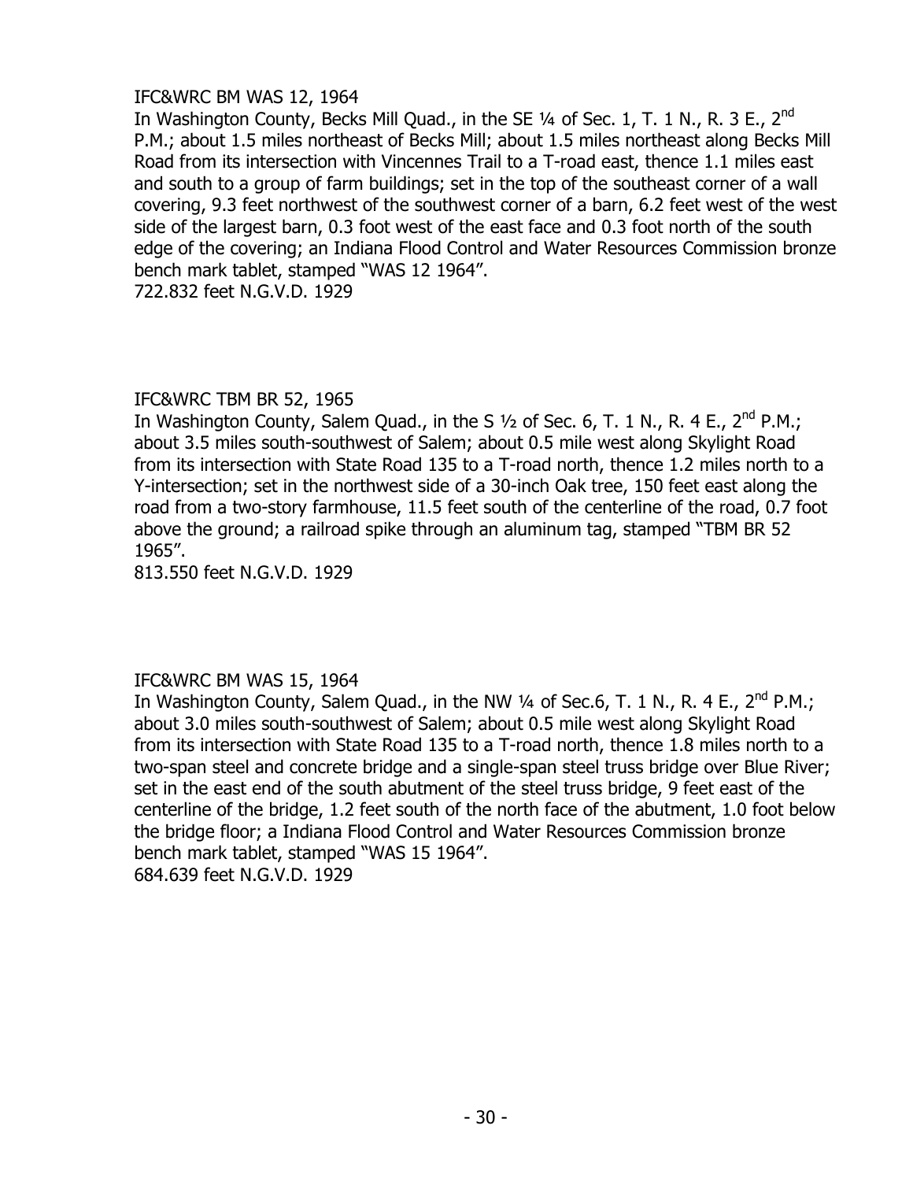IFC&WRC BM WAS 12, 1964

In Washington County, Becks Mill Quad., in the SE ¼ of Sec. 1, T. 1 N., R. 3 E., 2nd P.M.; about 1.5 miles northeast of Becks Mill; about 1.5 miles northeast along Becks Mill Road from its intersection with Vincennes Trail to a T-road east, thence 1.1 miles east and south to a group of farm buildings; set in the top of the southeast corner of a wall covering, 9.3 feet northwest of the southwest corner of a barn, 6.2 feet west of the west side of the largest barn, 0.3 foot west of the east face and 0.3 foot north of the south edge of the covering; an Indiana Flood Control and Water Resources Commission bronze bench mark tablet, stamped "WAS 12 1964".

722.832 feet N.G.V.D. 1929

IFC&WRC TBM BR 52, 1965

In Washington County, Salem Quad., in the S ½ of Sec. 6, T. 1 N., R. 4 E., 2nd P.M.; about 3.5 miles south-southwest of Salem; about 0.5 mile west along Skylight Road from its intersection with State Road 135 to a T-road north, thence 1.2 miles north to a Y-intersection; set in the northwest side of a 30-inch Oak tree, 150 feet east along the road from a two-story farmhouse, 11.5 feet south of the centerline of the road, 0.7 foot above the ground; a railroad spike through an aluminum tag, stamped "TBM BR 52 1965".

813.550 feet N.G.V.D. 1929

IFC&WRC BM WAS 15, 1964

In Washington County, Salem Quad., in the NW ¼ of Sec.6, T. 1 N., R. 4 E., 2nd P.M.; about 3.0 miles south-southwest of Salem; about 0.5 mile west along Skylight Road from its intersection with State Road 135 to a T-road north, thence 1.8 miles north to a two-span steel and concrete bridge and a single-span steel truss bridge over Blue River; set in the east end of the south abutment of the steel truss bridge, 9 feet east of the centerline of the bridge, 1.2 feet south of the north face of the abutment, 1.0 foot below the bridge floor; a Indiana Flood Control and Water Resources Commission bronze bench mark tablet, stamped "WAS 15 1964".

684.639 feet N.G.V.D. 1929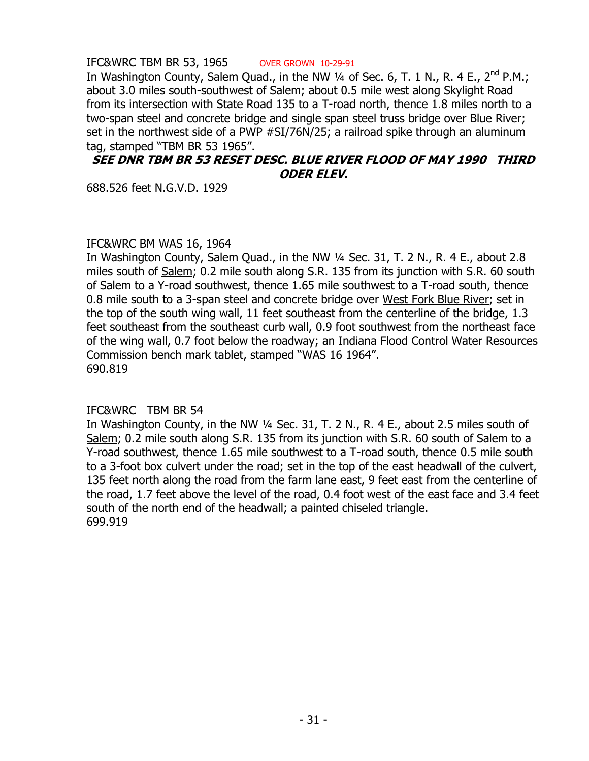IFC&WRC TBM BR 53, 1965 OVER GROWN 10-29-91

In Washington County, Salem Quad., in the NW ¼ of Sec. 6, T. 1 N., R. 4 E., 2nd P.M.; about 3.0 miles south-southwest of Salem; about 0.5 mile west along Skylight Road from its intersection with State Road 135 to a T-road north, thence 1.8 miles north to a two-span steel and concrete bridge and single span steel truss bridge over Blue River; set in the northwest side of a PWP #SI/76N/25; a railroad spike through an aluminum tag, stamped "TBM BR 53 1965".

***SEE DNR TBM BR 53 RESET DESC. BLUE RIVER FLOOD OF MAY 1990 THIRD ODER ELEV.***

688.526 feet N.G.V.D. 1929

IFC&WRC BM WAS 16, 1964

In Washington County, Salem Quad., in the NW ¼ Sec. 31, T. 2 N., R. 4 E., about 2.8 miles south of Salem; 0.2 mile south along S.R. 135 from its junction with S.R. 60 south of Salem to a Y-road southwest, thence 1.65 mile southwest to a T-road south, thence 0.8 mile south to a 3-span steel and concrete bridge over West Fork Blue River; set in the top of the south wing wall, 11 feet southeast from the centerline of the bridge, 1.3 feet southeast from the southeast curb wall, 0.9 foot southwest from the northeast face of the wing wall, 0.7 foot below the roadway; an Indiana Flood Control Water Resources Commission bench mark tablet, stamped "WAS 16 1964".

690.819

IFC&WRC TBM BR 54

In Washington County, in the NW ¼ Sec. 31, T. 2 N., R. 4 E., about 2.5 miles south of Salem; 0.2 mile south along S.R. 135 from its junction with S.R. 60 south of Salem to a Y-road southwest, thence 1.65 mile southwest to a T-road south, thence 0.5 mile south to a 3-foot box culvert under the road; set in the top of the east headwall of the culvert, 135 feet north along the road from the farm lane east, 9 feet east from the centerline of the road, 1.7 feet above the level of the road, 0.4 foot west of the east face and 3.4 feet south of the north end of the headwall; a painted chiseled triangle.

699.919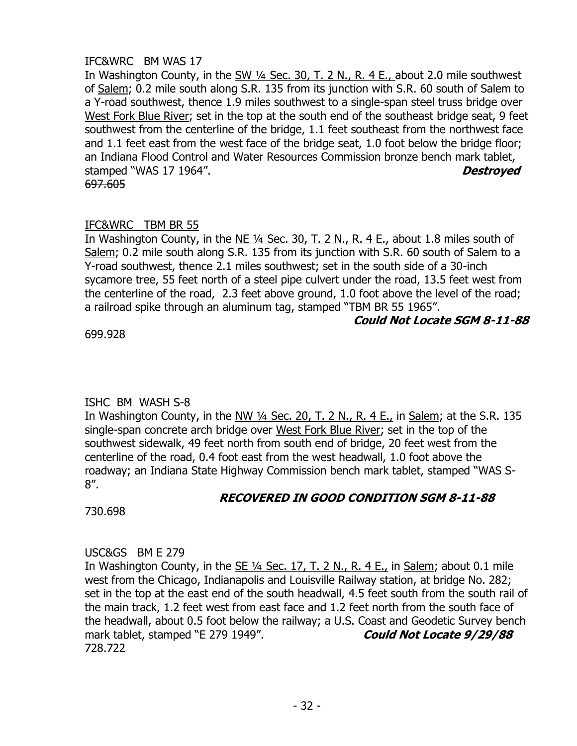IFC&WRC   BM WAS 17

In Washington County, in the SW ¼ Sec. 30, T. 2 N., R. 4 E., about 2.0 mile southwest of Salem; 0.2 mile south along S.R. 135 from its junction with S.R. 60 south of Salem to a Y-road southwest, thence 1.9 miles southwest to a single-span steel truss bridge over West Fork Blue River; set in the top at the south end of the southeast bridge seat, 9 feet southwest from the centerline of the bridge, 1.1 feet southeast from the northwest face and 1.1 feet east from the west face of the bridge seat, 1.0 foot below the bridge floor; an Indiana Flood Control and Water Resources Commission bronze bench mark tablet, stamped "WAS 17 1964". ***Destroyed***

~~697.605~~

IFC&WRC   TBM BR 55

In Washington County, in the NE ¼ Sec. 30, T. 2 N., R. 4 E., about 1.8 miles south of Salem; 0.2 mile south along S.R. 135 from its junction with S.R. 60 south of Salem to a Y-road southwest, thence 2.1 miles southwest; set in the south side of a 30-inch sycamore tree, 55 feet north of a steel pipe culvert under the road, 13.5 feet west from the centerline of the road, 2.3 feet above ground, 1.0 foot above the level of the road; a railroad spike through an aluminum tag, stamped "TBM BR 55 1965".

***Could Not Locate SGM 8-11-88***

699.928

ISHC  BM  WASH S-8

In Washington County, in the NW ¼ Sec. 20, T. 2 N., R. 4 E., in Salem; at the S.R. 135 single-span concrete arch bridge over West Fork Blue River; set in the top of the southwest sidewalk, 49 feet north from south end of bridge, 20 feet west from the centerline of the road, 0.4 foot east from the west headwall, 1.0 foot above the roadway; an Indiana State Highway Commission bench mark tablet, stamped "WAS S-8".

***RECOVERED IN GOOD CONDITION SGM 8-11-88***

730.698

USC&GS   BM E 279

In Washington County, in the SE ¼ Sec. 17, T. 2 N., R. 4 E., in Salem; about 0.1 mile west from the Chicago, Indianapolis and Louisville Railway station, at bridge No. 282; set in the top at the east end of the south headwall, 4.5 feet south from the south rail of the main track, 1.2 feet west from east face and 1.2 feet north from the south face of the headwall, about 0.5 foot below the railway; a U.S. Coast and Geodetic Survey bench mark tablet, stamped "E 279 1949". ***Could Not Locate 9/29/88***

728.722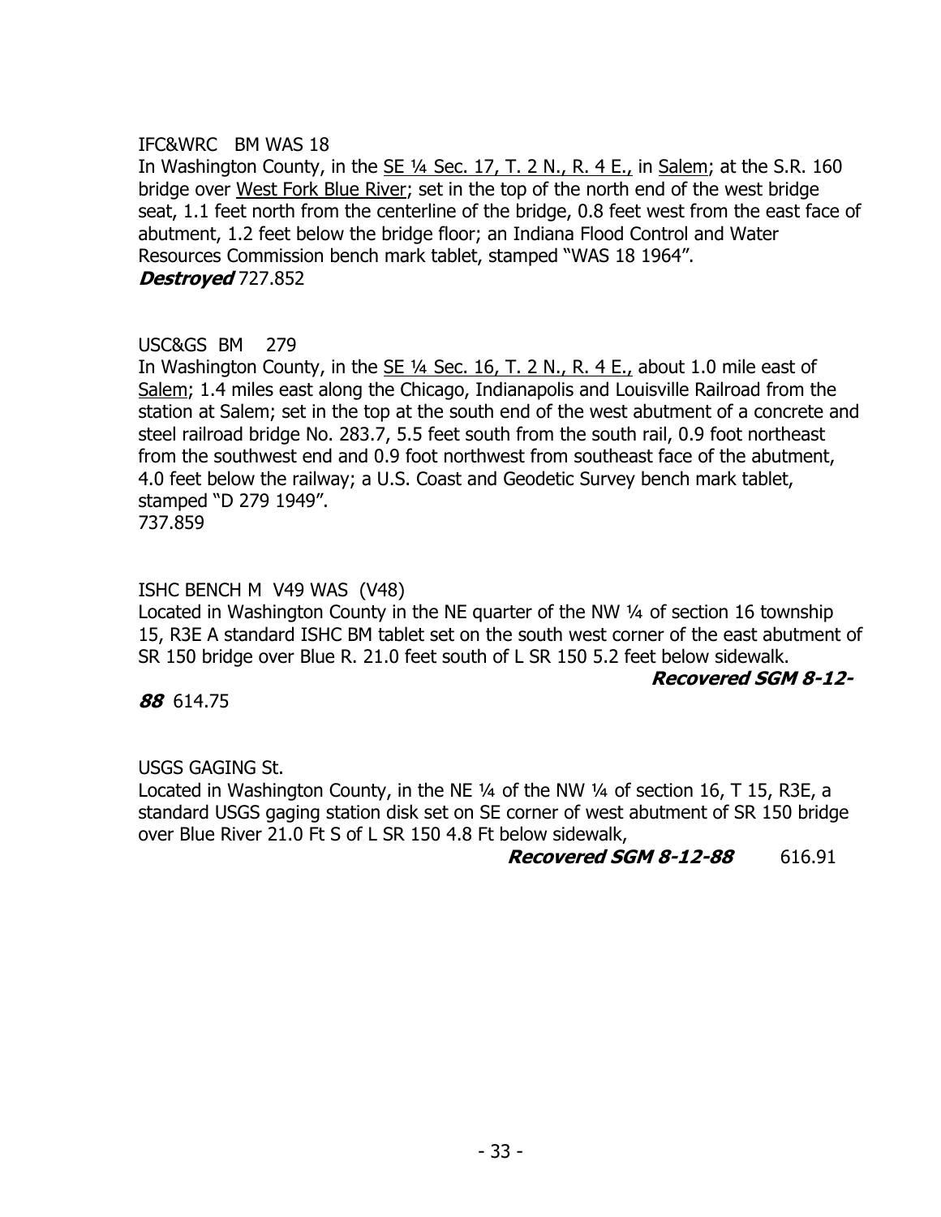IFC&WRC   BM WAS 18

In Washington County, in the SE ¼ Sec. 17, T. 2 N., R. 4 E., in Salem; at the S.R. 160 bridge over West Fork Blue River; set in the top of the north end of the west bridge seat, 1.1 feet north from the centerline of the bridge, 0.8 feet west from the east face of abutment, 1.2 feet below the bridge floor; an Indiana Flood Control and Water Resources Commission bench mark tablet, stamped "WAS 18 1964".

***Destroyed*** 727.852

USC&GS  BM    279

In Washington County, in the SE ¼ Sec. 16, T. 2 N., R. 4 E., about 1.0 mile east of Salem; 1.4 miles east along the Chicago, Indianapolis and Louisville Railroad from the station at Salem; set in the top at the south end of the west abutment of a concrete and steel railroad bridge No. 283.7, 5.5 feet south from the south rail, 0.9 foot northeast from the southwest end and 0.9 foot northwest from southeast face of the abutment, 4.0 feet below the railway; a U.S. Coast and Geodetic Survey bench mark tablet, stamped "D 279 1949".

737.859

ISHC BENCH M  V49 WAS  (V48)

Located in Washington County in the NE quarter of the NW ¼ of section 16 township 15, R3E A standard ISHC BM tablet set on the south west corner of the east abutment of SR 150 bridge over Blue R. 21.0 feet south of L SR 150 5.2 feet below sidewalk.

***Recovered SGM 8-12-88*** 614.75

USGS GAGING St.

Located in Washington County, in the NE ¼ of the NW ¼ of section 16, T 15, R3E, a standard USGS gaging station disk set on SE corner of west abutment of SR 150 bridge over Blue River 21.0 Ft S of L SR 150 4.8 Ft below sidewalk,

***Recovered SGM 8-12-88*** 616.91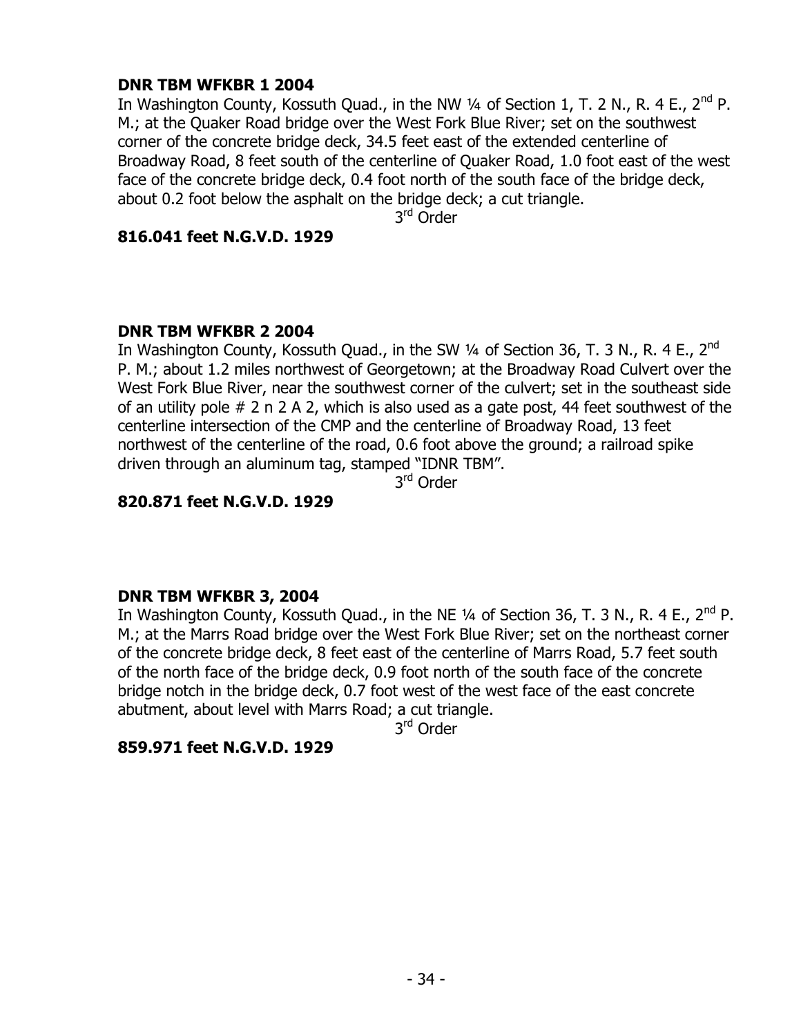**DNR TBM WFKBR 1 2004**

In Washington County, Kossuth Quad., in the NW ¼ of Section 1, T. 2 N., R. 4 E., 2nd P. M.; at the Quaker Road bridge over the West Fork Blue River; set on the southwest corner of the concrete bridge deck, 34.5 feet east of the extended centerline of Broadway Road, 8 feet south of the centerline of Quaker Road, 1.0 foot east of the west face of the concrete bridge deck, 0.4 foot north of the south face of the bridge deck, about 0.2 foot below the asphalt on the bridge deck; a cut triangle.

3rd Order

**816.041 feet N.G.V.D. 1929**

**DNR TBM WFKBR 2 2004**

In Washington County, Kossuth Quad., in the SW ¼ of Section 36, T. 3 N., R. 4 E., 2nd P. M.; about 1.2 miles northwest of Georgetown; at the Broadway Road Culvert over the West Fork Blue River, near the southwest corner of the culvert; set in the southeast side of an utility pole # 2 n 2 A 2, which is also used as a gate post, 44 feet southwest of the centerline intersection of the CMP and the centerline of Broadway Road, 13 feet northwest of the centerline of the road, 0.6 foot above the ground; a railroad spike driven through an aluminum tag, stamped "IDNR TBM".

3rd Order

**820.871 feet N.G.V.D. 1929**

**DNR TBM WFKBR 3, 2004**

In Washington County, Kossuth Quad., in the NE ¼ of Section 36, T. 3 N., R. 4 E., 2nd P. M.; at the Marrs Road bridge over the West Fork Blue River; set on the northeast corner of the concrete bridge deck, 8 feet east of the centerline of Marrs Road, 5.7 feet south of the north face of the bridge deck, 0.9 foot north of the south face of the concrete bridge notch in the bridge deck, 0.7 foot west of the west face of the east concrete abutment, about level with Marrs Road; a cut triangle.

3rd Order

**859.971 feet N.G.V.D. 1929**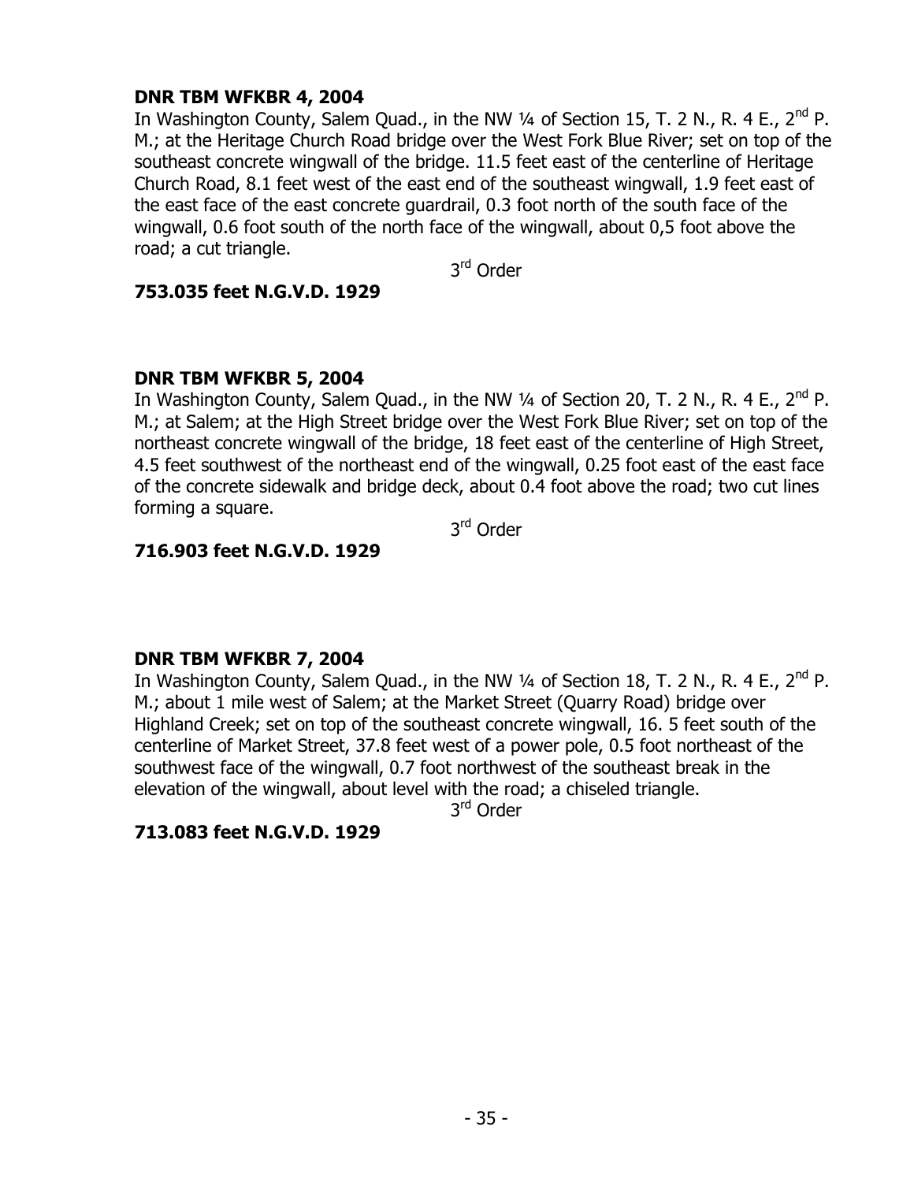**DNR TBM WFKBR 4, 2004**

In Washington County, Salem Quad., in the NW ¼ of Section 15, T. 2 N., R. 4 E., 2nd P. M.; at the Heritage Church Road bridge over the West Fork Blue River; set on top of the southeast concrete wingwall of the bridge. 11.5 feet east of the centerline of Heritage Church Road, 8.1 feet west of the east end of the southeast wingwall, 1.9 feet east of the east face of the east concrete guardrail, 0.3 foot north of the south face of the wingwall, 0.6 foot south of the north face of the wingwall, about 0,5 foot above the road; a cut triangle.

3rd Order

**753.035 feet N.G.V.D. 1929**

**DNR TBM WFKBR 5, 2004**

In Washington County, Salem Quad., in the NW ¼ of Section 20, T. 2 N., R. 4 E., 2nd P. M.; at Salem; at the High Street bridge over the West Fork Blue River; set on top of the northeast concrete wingwall of the bridge, 18 feet east of the centerline of High Street, 4.5 feet southwest of the northeast end of the wingwall, 0.25 foot east of the east face of the concrete sidewalk and bridge deck, about 0.4 foot above the road; two cut lines forming a square.

3rd Order

**716.903 feet N.G.V.D. 1929**

**DNR TBM WFKBR 7, 2004**

In Washington County, Salem Quad., in the NW ¼ of Section 18, T. 2 N., R. 4 E., 2nd P. M.; about 1 mile west of Salem; at the Market Street (Quarry Road) bridge over Highland Creek; set on top of the southeast concrete wingwall, 16. 5 feet south of the centerline of Market Street, 37.8 feet west of a power pole, 0.5 foot northeast of the southwest face of the wingwall, 0.7 foot northwest of the southeast break in the elevation of the wingwall, about level with the road; a chiseled triangle.

3rd Order

**713.083 feet N.G.V.D. 1929**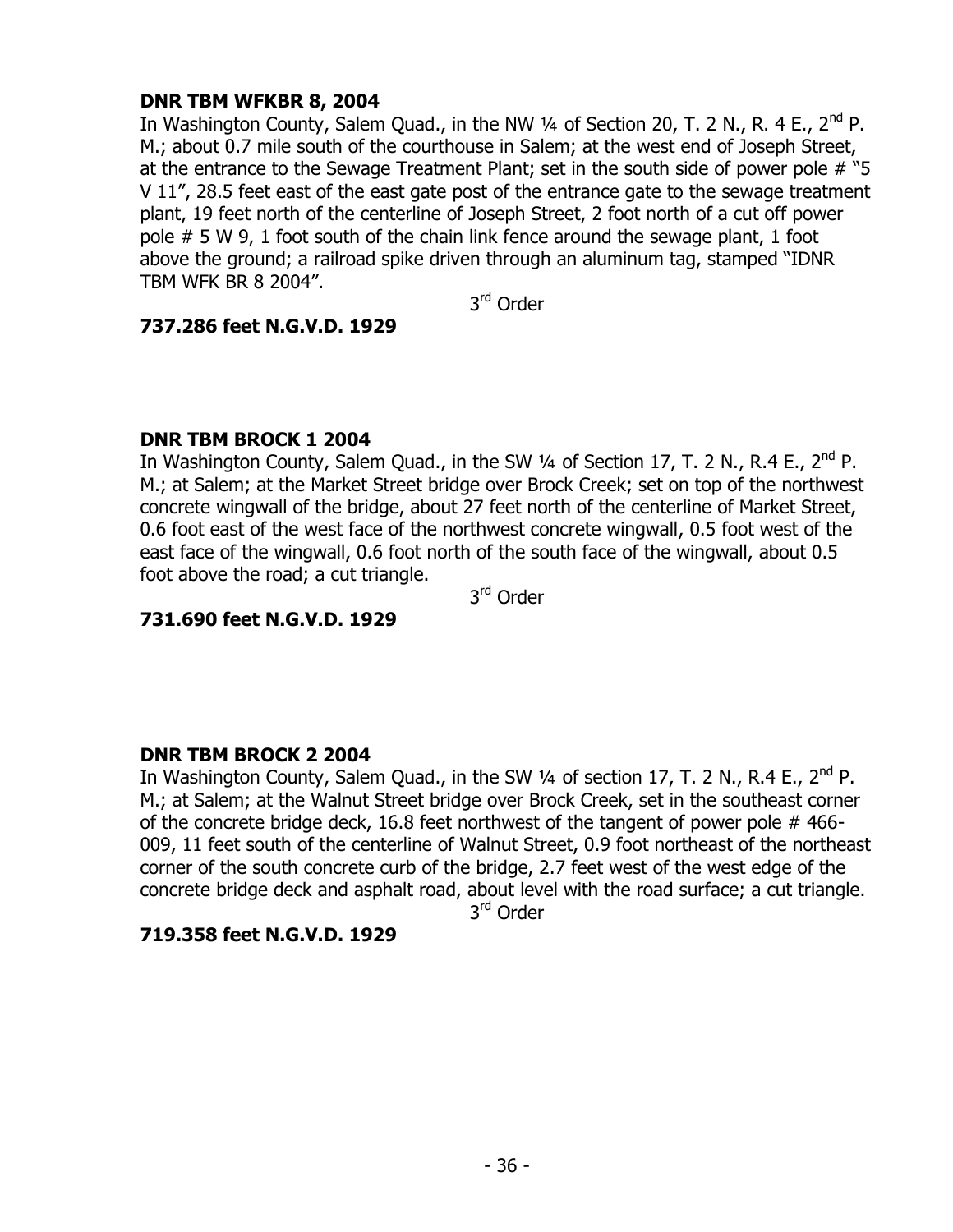**DNR TBM WFKBR 8, 2004**

In Washington County, Salem Quad., in the NW ¼ of Section 20, T. 2 N., R. 4 E., 2nd P. M.; about 0.7 mile south of the courthouse in Salem; at the west end of Joseph Street, at the entrance to the Sewage Treatment Plant; set in the south side of power pole # "5 V 11", 28.5 feet east of the east gate post of the entrance gate to the sewage treatment plant, 19 feet north of the centerline of Joseph Street, 2 foot north of a cut off power pole # 5 W 9, 1 foot south of the chain link fence around the sewage plant, 1 foot above the ground; a railroad spike driven through an aluminum tag, stamped "IDNR TBM WFK BR 8 2004".

3rd Order

**737.286 feet N.G.V.D. 1929**

**DNR TBM BROCK 1 2004**

In Washington County, Salem Quad., in the SW ¼ of Section 17, T. 2 N., R.4 E., 2nd P. M.; at Salem; at the Market Street bridge over Brock Creek; set on top of the northwest concrete wingwall of the bridge, about 27 feet north of the centerline of Market Street, 0.6 foot east of the west face of the northwest concrete wingwall, 0.5 foot west of the east face of the wingwall, 0.6 foot north of the south face of the wingwall, about 0.5 foot above the road; a cut triangle.

3rd Order

**731.690 feet N.G.V.D. 1929**

**DNR TBM BROCK 2 2004**

In Washington County, Salem Quad., in the SW ¼ of section 17, T. 2 N., R.4 E., 2nd P. M.; at Salem; at the Walnut Street bridge over Brock Creek, set in the southeast corner of the concrete bridge deck, 16.8 feet northwest of the tangent of power pole # 466-009, 11 feet south of the centerline of Walnut Street, 0.9 foot northeast of the northeast corner of the south concrete curb of the bridge, 2.7 feet west of the west edge of the concrete bridge deck and asphalt road, about level with the road surface; a cut triangle.

3rd Order

**719.358 feet N.G.V.D. 1929**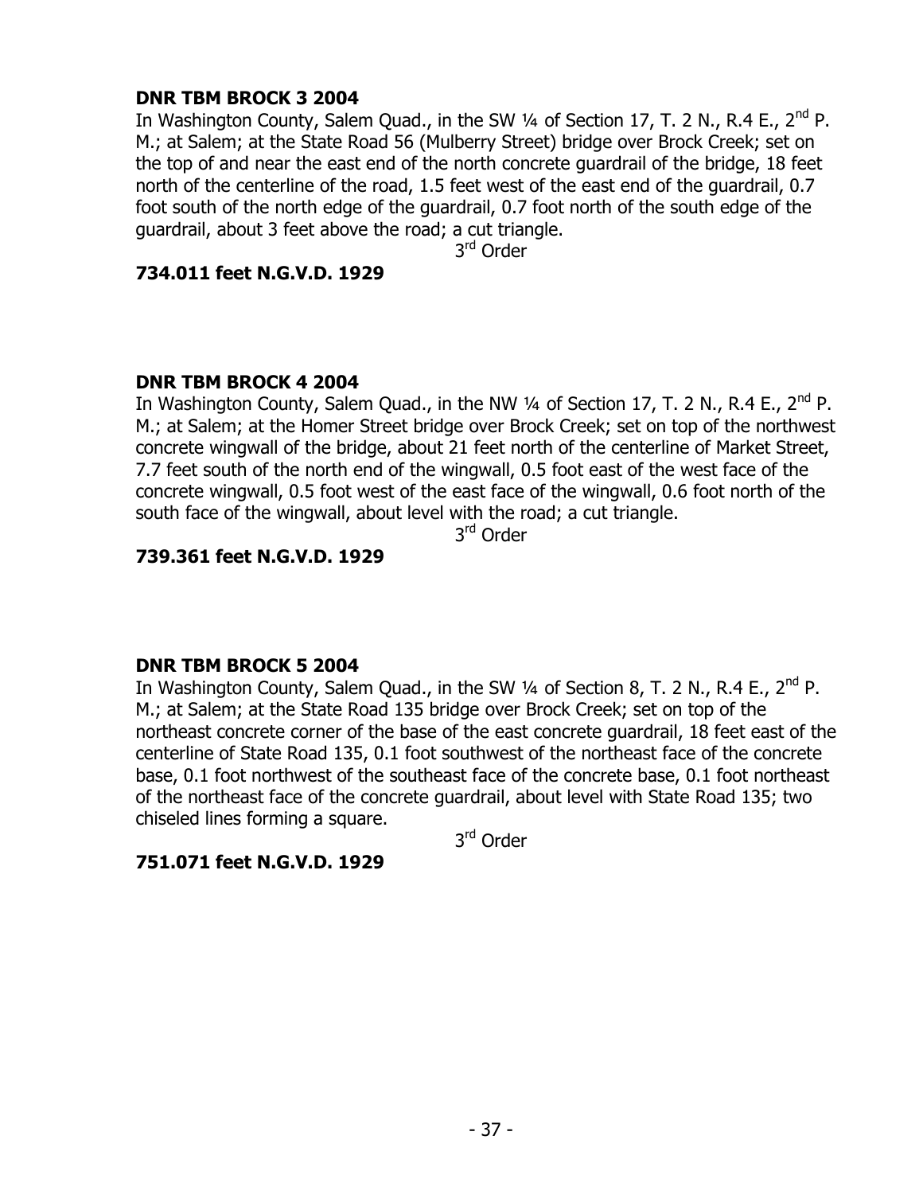**DNR TBM BROCK 3 2004**

In Washington County, Salem Quad., in the SW ¼ of Section 17, T. 2 N., R.4 E., 2nd P. M.; at Salem; at the State Road 56 (Mulberry Street) bridge over Brock Creek; set on the top of and near the east end of the north concrete guardrail of the bridge, 18 feet north of the centerline of the road, 1.5 feet west of the east end of the guardrail, 0.7 foot south of the north edge of the guardrail, 0.7 foot north of the south edge of the guardrail, about 3 feet above the road; a cut triangle.

3rd Order

**734.011 feet N.G.V.D. 1929**

**DNR TBM BROCK 4 2004**

In Washington County, Salem Quad., in the NW ¼ of Section 17, T. 2 N., R.4 E., 2nd P. M.; at Salem; at the Homer Street bridge over Brock Creek; set on top of the northwest concrete wingwall of the bridge, about 21 feet north of the centerline of Market Street, 7.7 feet south of the north end of the wingwall, 0.5 foot east of the west face of the concrete wingwall, 0.5 foot west of the east face of the wingwall, 0.6 foot north of the south face of the wingwall, about level with the road; a cut triangle.

3rd Order

**739.361 feet N.G.V.D. 1929**

**DNR TBM BROCK 5 2004**

In Washington County, Salem Quad., in the SW ¼ of Section 8, T. 2 N., R.4 E., 2nd P. M.; at Salem; at the State Road 135 bridge over Brock Creek; set on top of the northeast concrete corner of the base of the east concrete guardrail, 18 feet east of the centerline of State Road 135, 0.1 foot southwest of the northeast face of the concrete base, 0.1 foot northwest of the southeast face of the concrete base, 0.1 foot northeast of the northeast face of the concrete guardrail, about level with State Road 135; two chiseled lines forming a square.

3rd Order

**751.071 feet N.G.V.D. 1929**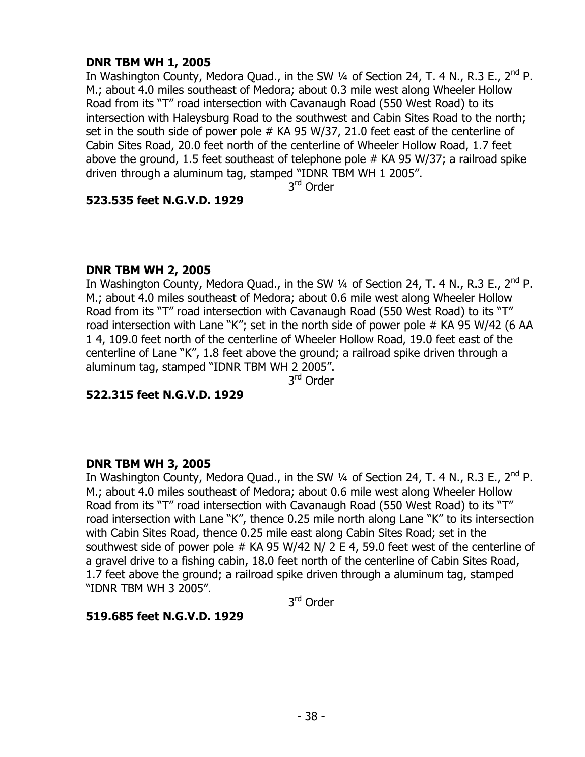**DNR TBM WH 1, 2005**

In Washington County, Medora Quad., in the SW ¼ of Section 24, T. 4 N., R.3 E., 2nd P. M.; about 4.0 miles southeast of Medora; about 0.3 mile west along Wheeler Hollow Road from its "T" road intersection with Cavanaugh Road (550 West Road) to its intersection with Haleysburg Road to the southwest and Cabin Sites Road to the north; set in the south side of power pole # KA 95 W/37, 21.0 feet east of the centerline of Cabin Sites Road, 20.0 feet north of the centerline of Wheeler Hollow Road, 1.7 feet above the ground, 1.5 feet southeast of telephone pole # KA 95 W/37; a railroad spike driven through a aluminum tag, stamped "IDNR TBM WH 1 2005".

3rd Order

**523.535 feet N.G.V.D. 1929**

**DNR TBM WH 2, 2005**

In Washington County, Medora Quad., in the SW ¼ of Section 24, T. 4 N., R.3 E., 2nd P. M.; about 4.0 miles southeast of Medora; about 0.6 mile west along Wheeler Hollow Road from its "T" road intersection with Cavanaugh Road (550 West Road) to its "T" road intersection with Lane "K"; set in the north side of power pole # KA 95 W/42 (6 AA 1 4, 109.0 feet north of the centerline of Wheeler Hollow Road, 19.0 feet east of the centerline of Lane "K", 1.8 feet above the ground; a railroad spike driven through a aluminum tag, stamped "IDNR TBM WH 2 2005".

3rd Order

**522.315 feet N.G.V.D. 1929**

**DNR TBM WH 3, 2005**

In Washington County, Medora Quad., in the SW ¼ of Section 24, T. 4 N., R.3 E., 2nd P. M.; about 4.0 miles southeast of Medora; about 0.6 mile west along Wheeler Hollow Road from its "T" road intersection with Cavanaugh Road (550 West Road) to its "T" road intersection with Lane "K", thence 0.25 mile north along Lane "K" to its intersection with Cabin Sites Road, thence 0.25 mile east along Cabin Sites Road; set in the southwest side of power pole # KA 95 W/42 N/ 2 E 4, 59.0 feet west of the centerline of a gravel drive to a fishing cabin, 18.0 feet north of the centerline of Cabin Sites Road, 1.7 feet above the ground; a railroad spike driven through a aluminum tag, stamped "IDNR TBM WH 3 2005".

3rd Order

**519.685 feet N.G.V.D. 1929**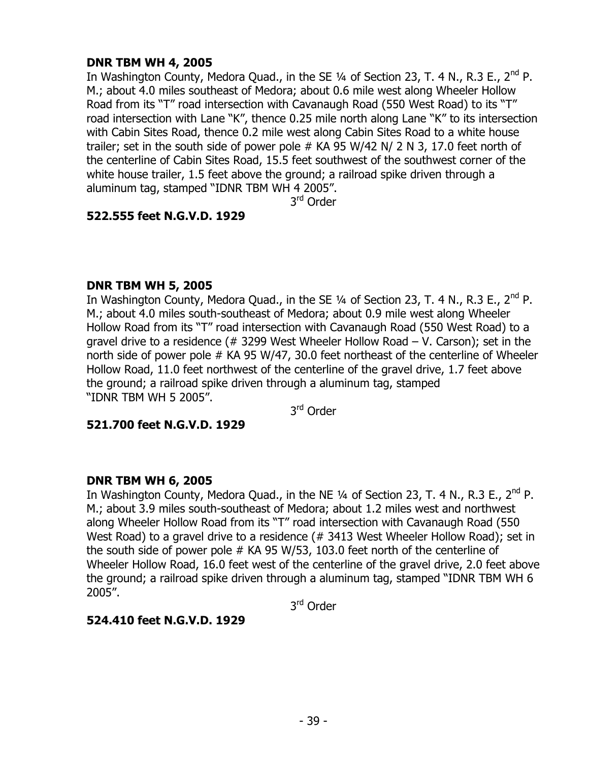**DNR TBM WH 4, 2005**

In Washington County, Medora Quad., in the SE ¼ of Section 23, T. 4 N., R.3 E., 2nd P. M.; about 4.0 miles southeast of Medora; about 0.6 mile west along Wheeler Hollow Road from its "T" road intersection with Cavanaugh Road (550 West Road) to its "T" road intersection with Lane "K", thence 0.25 mile north along Lane "K" to its intersection with Cabin Sites Road, thence 0.2 mile west along Cabin Sites Road to a white house trailer; set in the south side of power pole # KA 95 W/42 N/ 2 N 3, 17.0 feet north of the centerline of Cabin Sites Road, 15.5 feet southwest of the southwest corner of the white house trailer, 1.5 feet above the ground; a railroad spike driven through a aluminum tag, stamped "IDNR TBM WH 4 2005".

3rd Order

**522.555 feet N.G.V.D. 1929**

**DNR TBM WH 5, 2005**

In Washington County, Medora Quad., in the SE ¼ of Section 23, T. 4 N., R.3 E., 2nd P. M.; about 4.0 miles south-southeast of Medora; about 0.9 mile west along Wheeler Hollow Road from its "T" road intersection with Cavanaugh Road (550 West Road) to a gravel drive to a residence (# 3299 West Wheeler Hollow Road – V. Carson); set in the north side of power pole # KA 95 W/47, 30.0 feet northeast of the centerline of Wheeler Hollow Road, 11.0 feet northwest of the centerline of the gravel drive, 1.7 feet above the ground; a railroad spike driven through a aluminum tag, stamped "IDNR TBM WH 5 2005".

3rd Order

**521.700 feet N.G.V.D. 1929**

**DNR TBM WH 6, 2005**

In Washington County, Medora Quad., in the NE ¼ of Section 23, T. 4 N., R.3 E., 2nd P. M.; about 3.9 miles south-southeast of Medora; about 1.2 miles west and northwest along Wheeler Hollow Road from its "T" road intersection with Cavanaugh Road (550 West Road) to a gravel drive to a residence (# 3413 West Wheeler Hollow Road); set in the south side of power pole # KA 95 W/53, 103.0 feet north of the centerline of Wheeler Hollow Road, 16.0 feet west of the centerline of the gravel drive, 2.0 feet above the ground; a railroad spike driven through a aluminum tag, stamped "IDNR TBM WH 6 2005".

3rd Order

**524.410 feet N.G.V.D. 1929**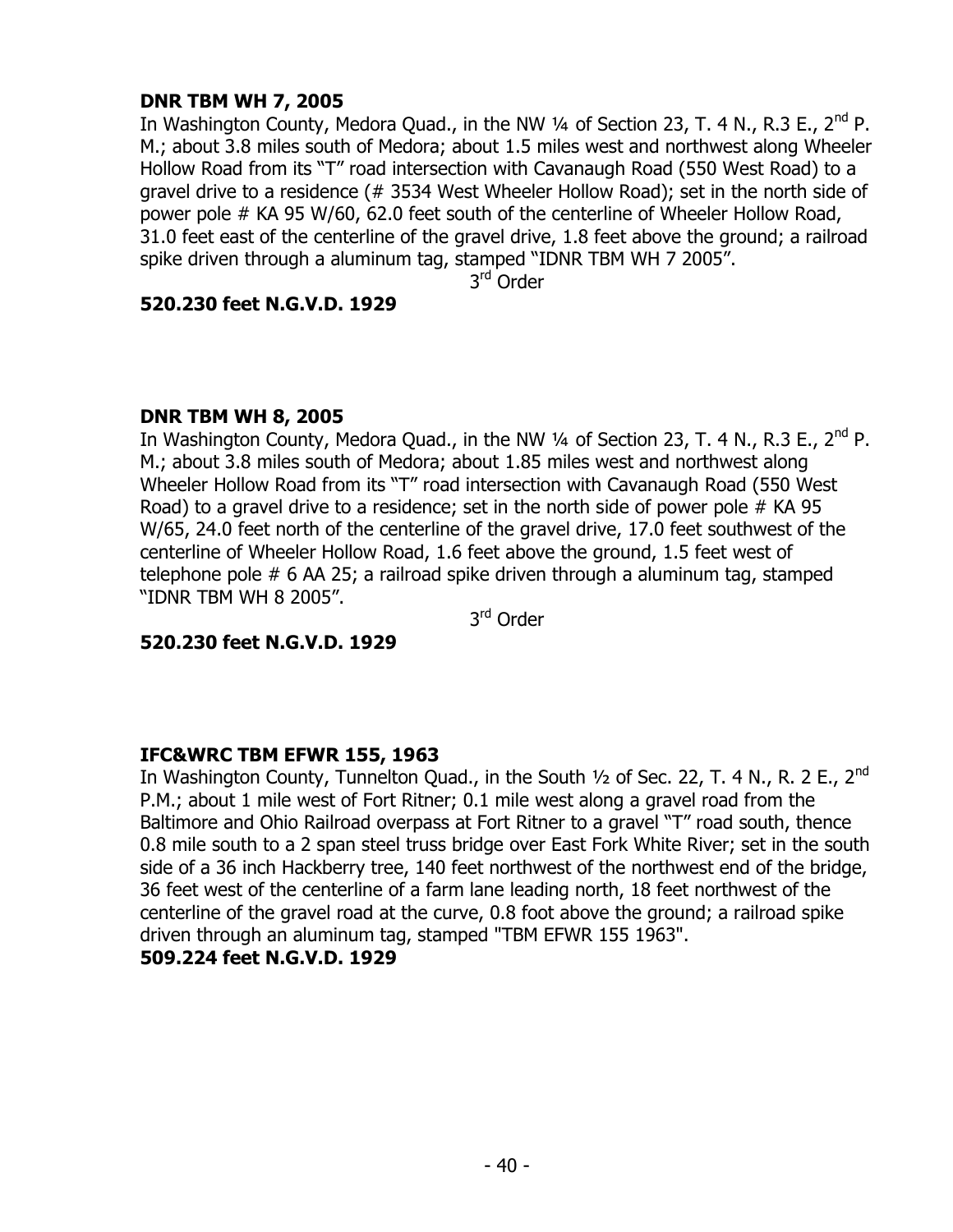**DNR TBM WH 7, 2005**

In Washington County, Medora Quad., in the NW ¼ of Section 23, T. 4 N., R.3 E., 2nd P. M.; about 3.8 miles south of Medora; about 1.5 miles west and northwest along Wheeler Hollow Road from its "T" road intersection with Cavanaugh Road (550 West Road) to a gravel drive to a residence (# 3534 West Wheeler Hollow Road); set in the north side of power pole # KA 95 W/60, 62.0 feet south of the centerline of Wheeler Hollow Road, 31.0 feet east of the centerline of the gravel drive, 1.8 feet above the ground; a railroad spike driven through a aluminum tag, stamped "IDNR TBM WH 7 2005".

3rd Order

**520.230 feet N.G.V.D. 1929**

**DNR TBM WH 8, 2005**

In Washington County, Medora Quad., in the NW ¼ of Section 23, T. 4 N., R.3 E., 2nd P. M.; about 3.8 miles south of Medora; about 1.85 miles west and northwest along Wheeler Hollow Road from its "T" road intersection with Cavanaugh Road (550 West Road) to a gravel drive to a residence; set in the north side of power pole # KA 95 W/65, 24.0 feet north of the centerline of the gravel drive, 17.0 feet southwest of the centerline of Wheeler Hollow Road, 1.6 feet above the ground, 1.5 feet west of telephone pole # 6 AA 25; a railroad spike driven through a aluminum tag, stamped "IDNR TBM WH 8 2005".

3rd Order

**520.230 feet N.G.V.D. 1929**

**IFC&WRC TBM EFWR 155, 1963**

In Washington County, Tunnelton Quad., in the South ½ of Sec. 22, T. 4 N., R. 2 E., 2nd P.M.; about 1 mile west of Fort Ritner; 0.1 mile west along a gravel road from the Baltimore and Ohio Railroad overpass at Fort Ritner to a gravel "T" road south, thence 0.8 mile south to a 2 span steel truss bridge over East Fork White River; set in the south side of a 36 inch Hackberry tree, 140 feet northwest of the northwest end of the bridge, 36 feet west of the centerline of a farm lane leading north, 18 feet northwest of the centerline of the gravel road at the curve, 0.8 foot above the ground; a railroad spike driven through an aluminum tag, stamped "TBM EFWR 155 1963".

**509.224 feet N.G.V.D. 1929**